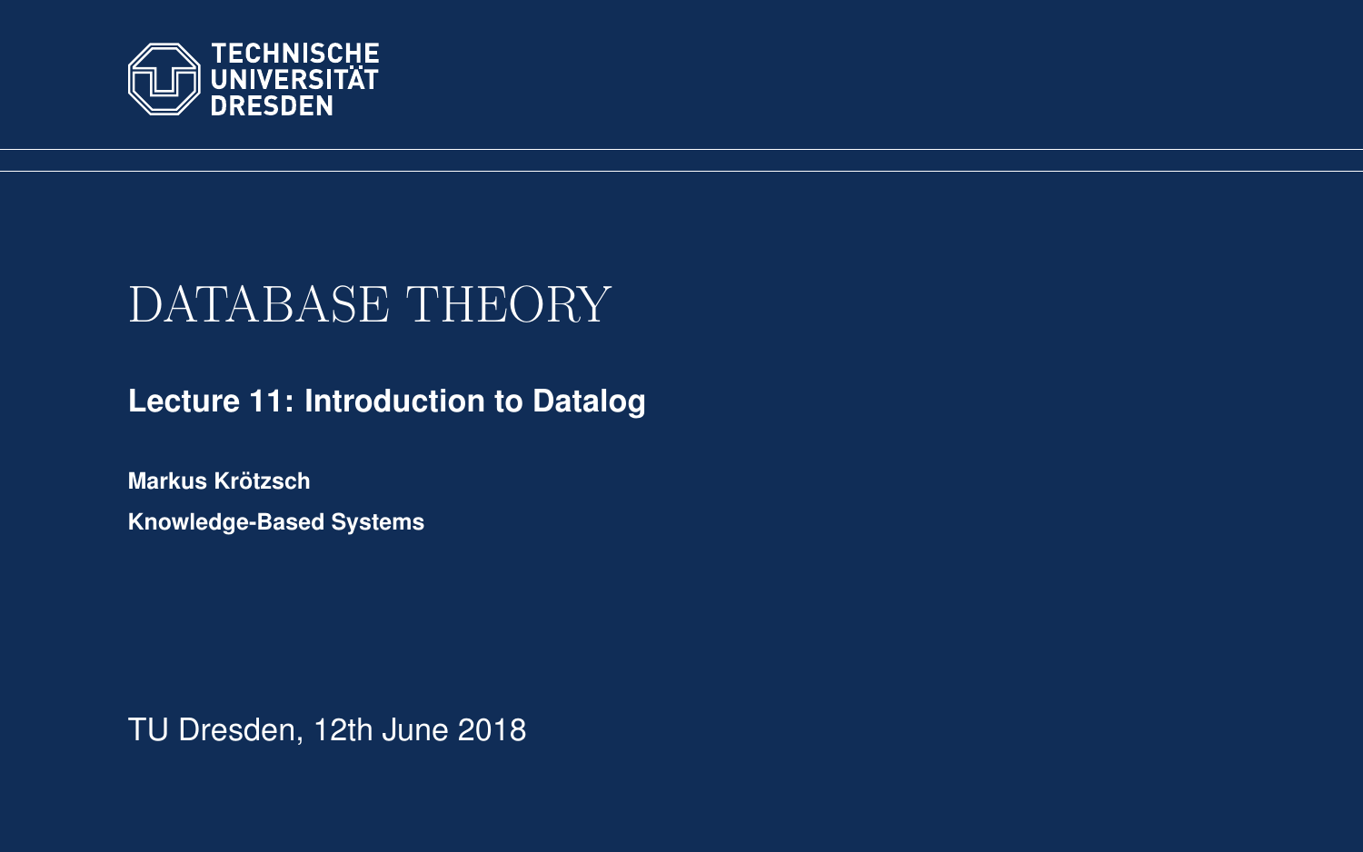TECHNISCHE UNIVERSITÄT DRESDEN

# DATABASE THEORY

## Lecture 11: Introduction to Datalog

**Markus Krötzsch**

**Knowledge-Based Systems**

TU Dresden, 12th June 2018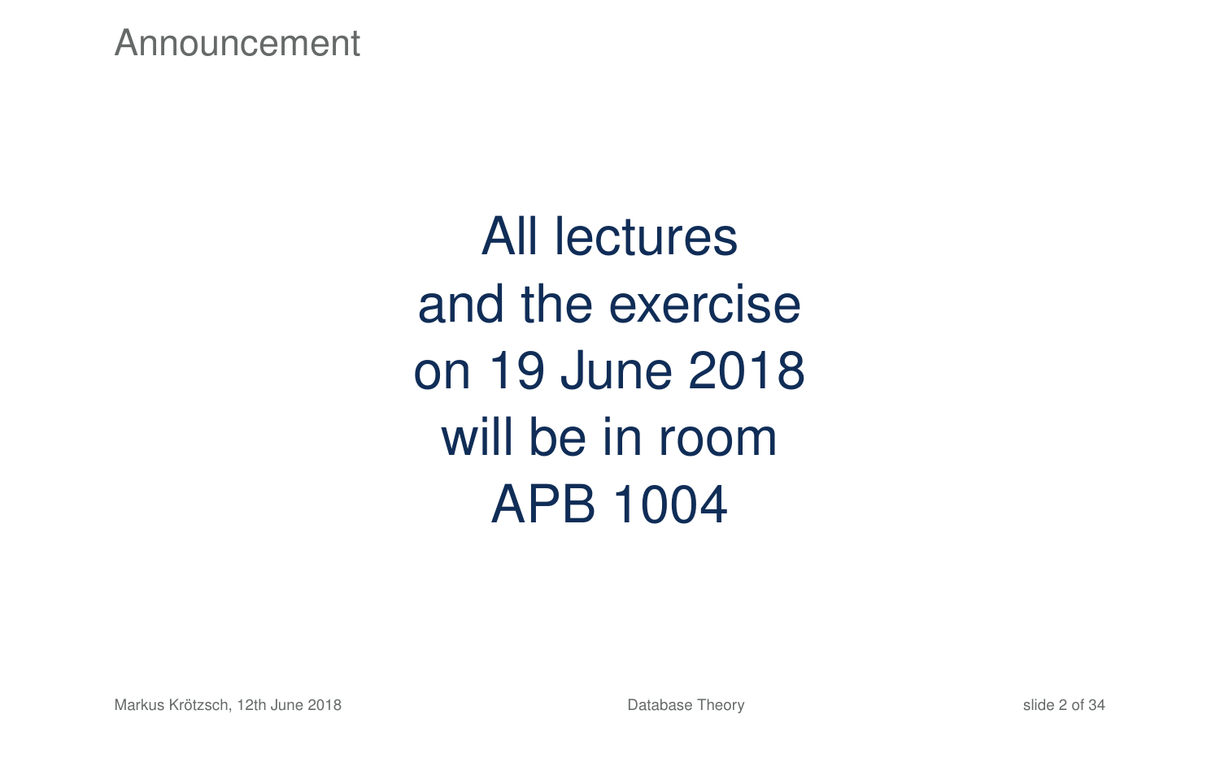# Announcement

All lectures
and the exercise
on 19 June 2018
will be in room
APB 1004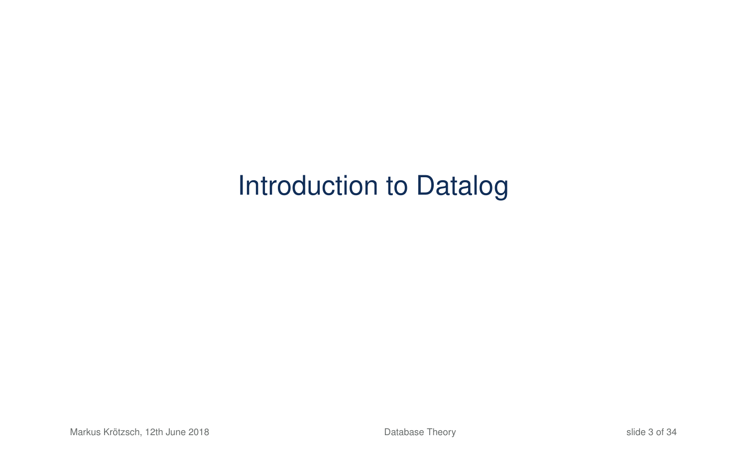# Introduction to Datalog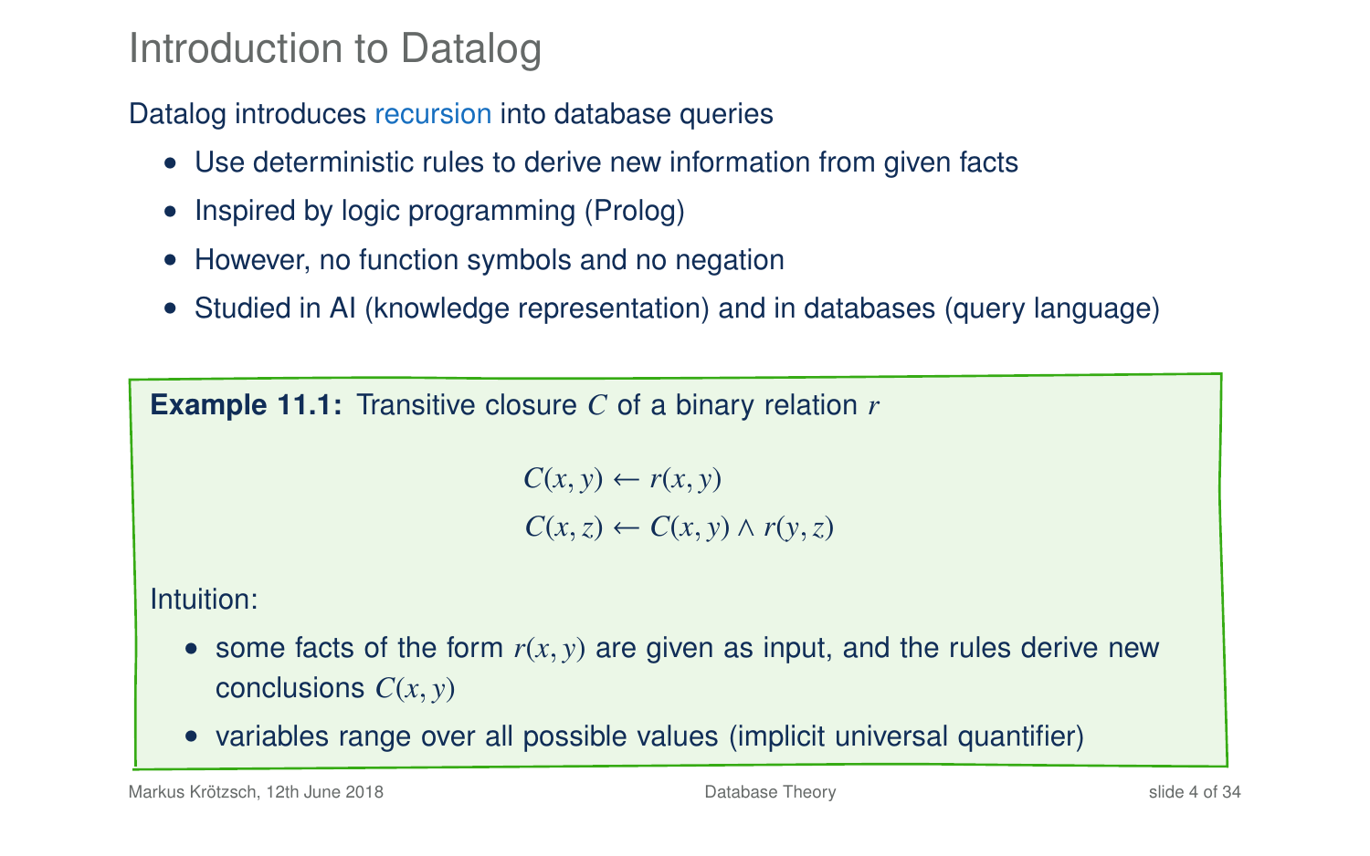# Introduction to Datalog

Datalog introduces recursion into database queries

- Use deterministic rules to derive new information from given facts
- Inspired by logic programming (Prolog)
- However, no function symbols and no negation
- Studied in AI (knowledge representation) and in databases (query language)

**Example 11.1:** Transitive closure $C$ of a binary relation $r$

$$C(x, y) \leftarrow r(x, y)$$
$$C(x, z) \leftarrow C(x, y) \wedge r(y, z)$$

Intuition:

- some facts of the form $r(x, y)$ are given as input, and the rules derive new conclusions $C(x, y)$
- variables range over all possible values (implicit universal quantifier)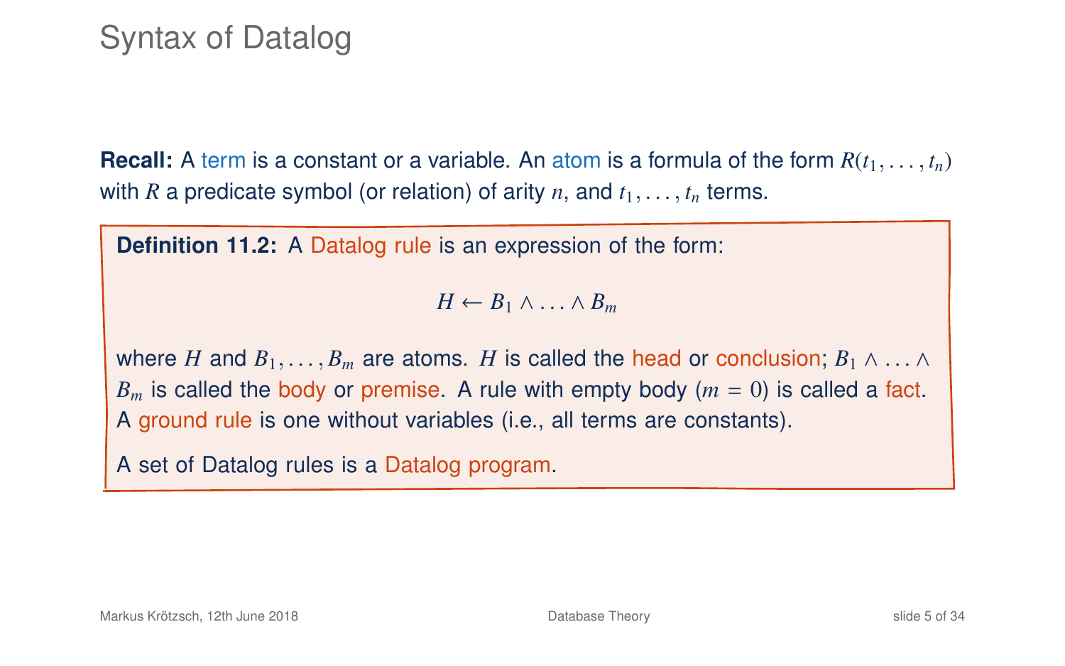# Syntax of Datalog

**Recall:** A term is a constant or a variable. An atom is a formula of the form $R(t_1, \ldots, t_n)$ with $R$ a predicate symbol (or relation) of arity $n$, and $t_1, \ldots, t_n$ terms.

**Definition 11.2:** A Datalog rule is an expression of the form:

$$H \leftarrow B_1 \wedge \ldots \wedge B_m$$

where $H$ and $B_1, \ldots, B_m$ are atoms. $H$ is called the head or conclusion; $B_1 \wedge \ldots \wedge B_m$ is called the body or premise. A rule with empty body ($m = 0$) is called a fact. A ground rule is one without variables (i.e., all terms are constants).

A set of Datalog rules is a Datalog program.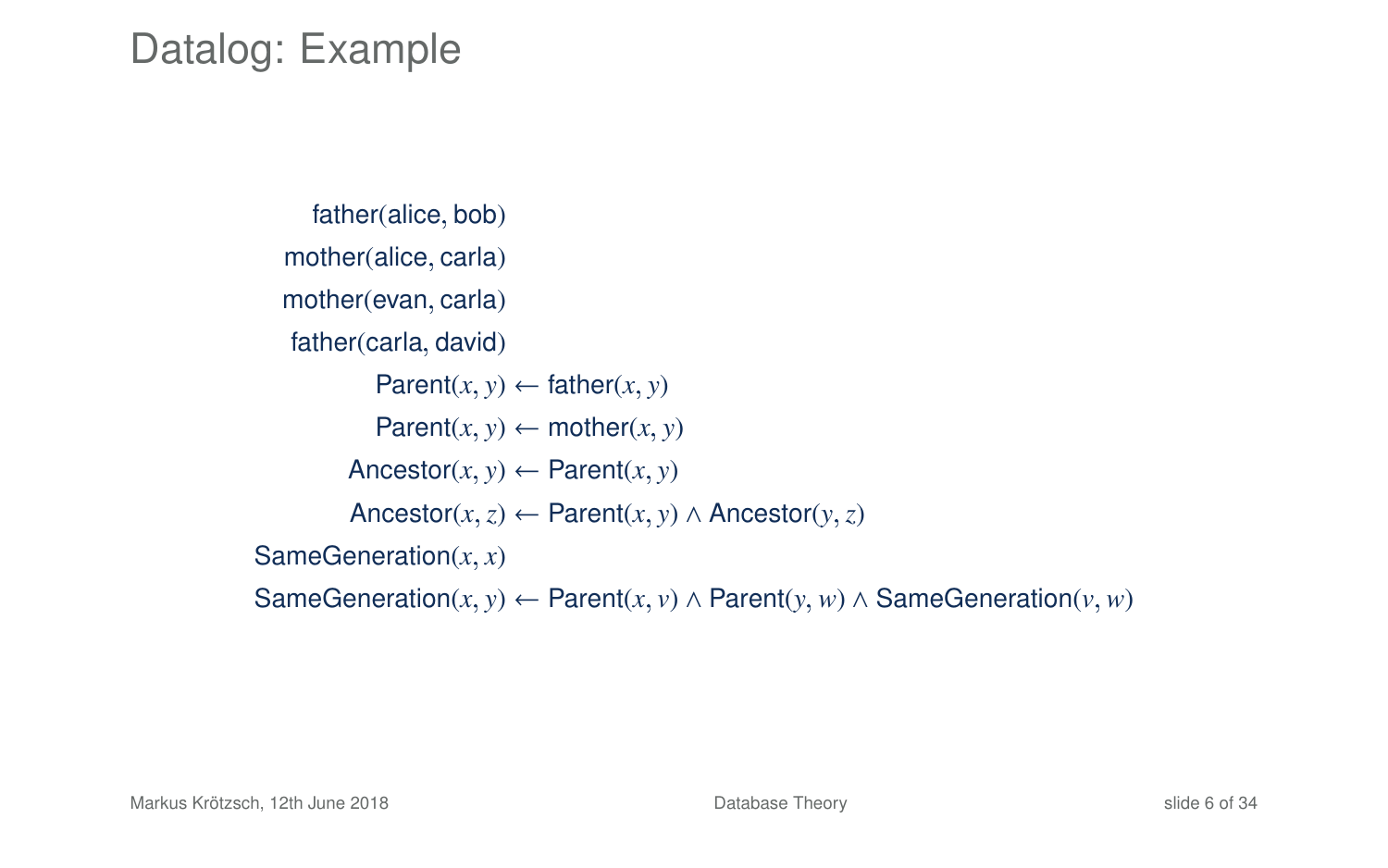# Datalog: Example

$$
\begin{aligned}
\text{father}(\text{alice}, \text{bob}) & \\
\text{mother}(\text{alice}, \text{carla}) & \\
\text{mother}(\text{evan}, \text{carla}) & \\
\text{father}(\text{carla}, \text{david}) & \\
\text{Parent}(x, y) & \leftarrow \text{father}(x, y) \\
\text{Parent}(x, y) & \leftarrow \text{mother}(x, y) \\
\text{Ancestor}(x, y) & \leftarrow \text{Parent}(x, y) \\
\text{Ancestor}(x, z) & \leftarrow \text{Parent}(x, y) \wedge \text{Ancestor}(y, z) \\
\text{SameGeneration}(x, x) & \\
\text{SameGeneration}(x, y) & \leftarrow \text{Parent}(x, v) \wedge \text{Parent}(y, w) \wedge \text{SameGeneration}(v, w)
\end{aligned}
$$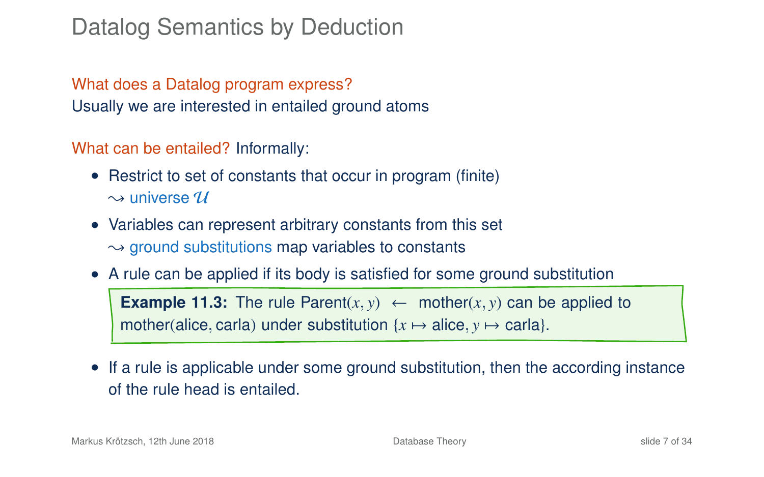# Datalog Semantics by Deduction

What does a Datalog program express?
Usually we are interested in entailed ground atoms

What can be entailed? Informally:

- Restrict to set of constants that occur in program (finite)
  $\rightsquigarrow$ universe $\mathcal{U}$
- Variables can represent arbitrary constants from this set
  $\rightsquigarrow$ ground substitutions map variables to constants
- A rule can be applied if its body is satisfied for some ground substitution

  **Example 11.3:** The rule Parent$(x, y) \leftarrow$ mother$(x, y)$ can be applied to mother(alice, carla) under substitution $\{x \mapsto \text{alice}, y \mapsto \text{carla}\}$.

- If a rule is applicable under some ground substitution, then the according instance of the rule head is entailed.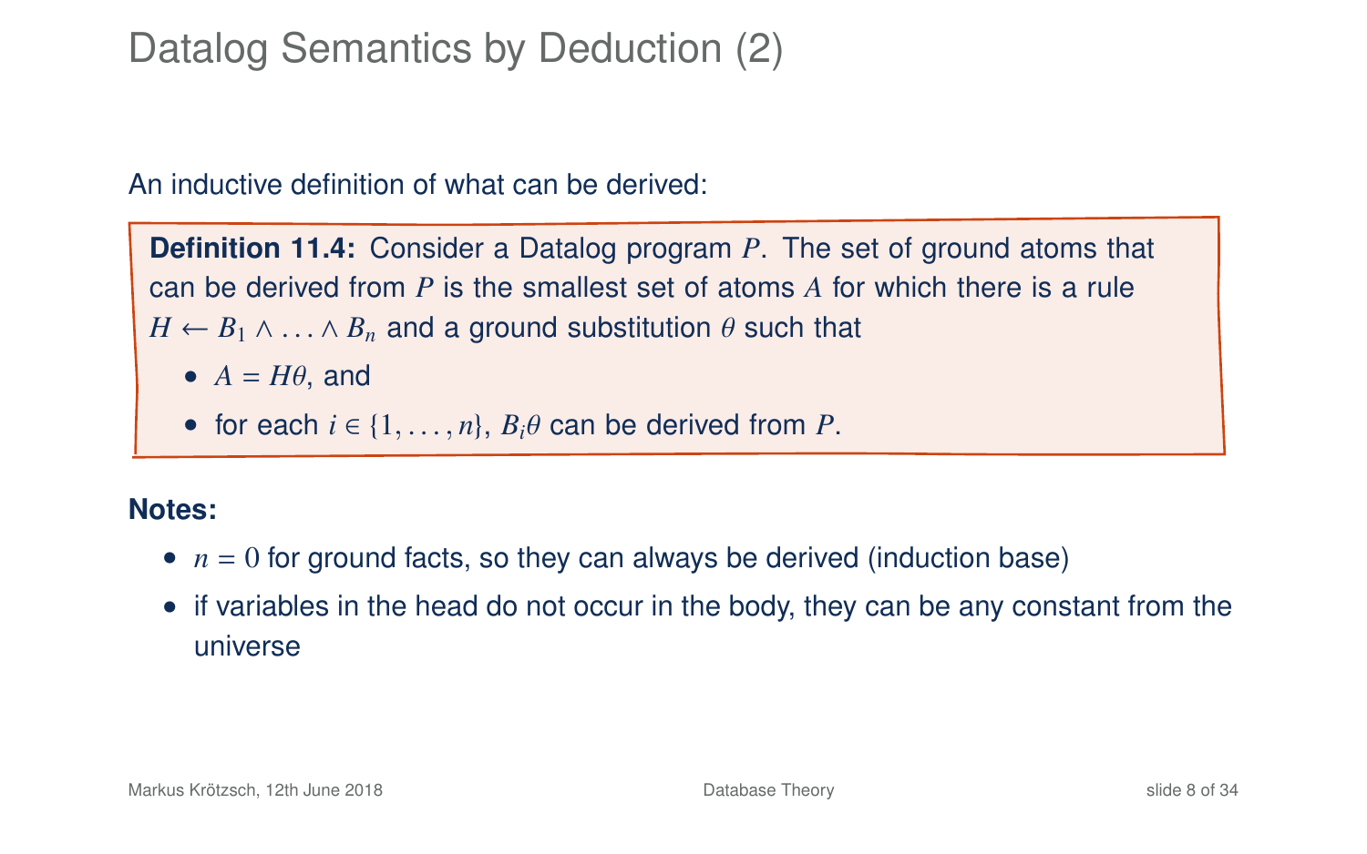# Datalog Semantics by Deduction (2)

An inductive definition of what can be derived:

> **Definition 11.4:** Consider a Datalog program $P$. The set of ground atoms that can be derived from $P$ is the smallest set of atoms $A$ for which there is a rule $H \leftarrow B_1 \wedge \ldots \wedge B_n$ and a ground substitution $\theta$ such that
>
> - $A = H\theta$, and
> - for each $i \in \{1, \ldots, n\}$, $B_i\theta$ can be derived from $P$.

**Notes:**

- $n = 0$ for ground facts, so they can always be derived (induction base)
- if variables in the head do not occur in the body, they can be any constant from the universe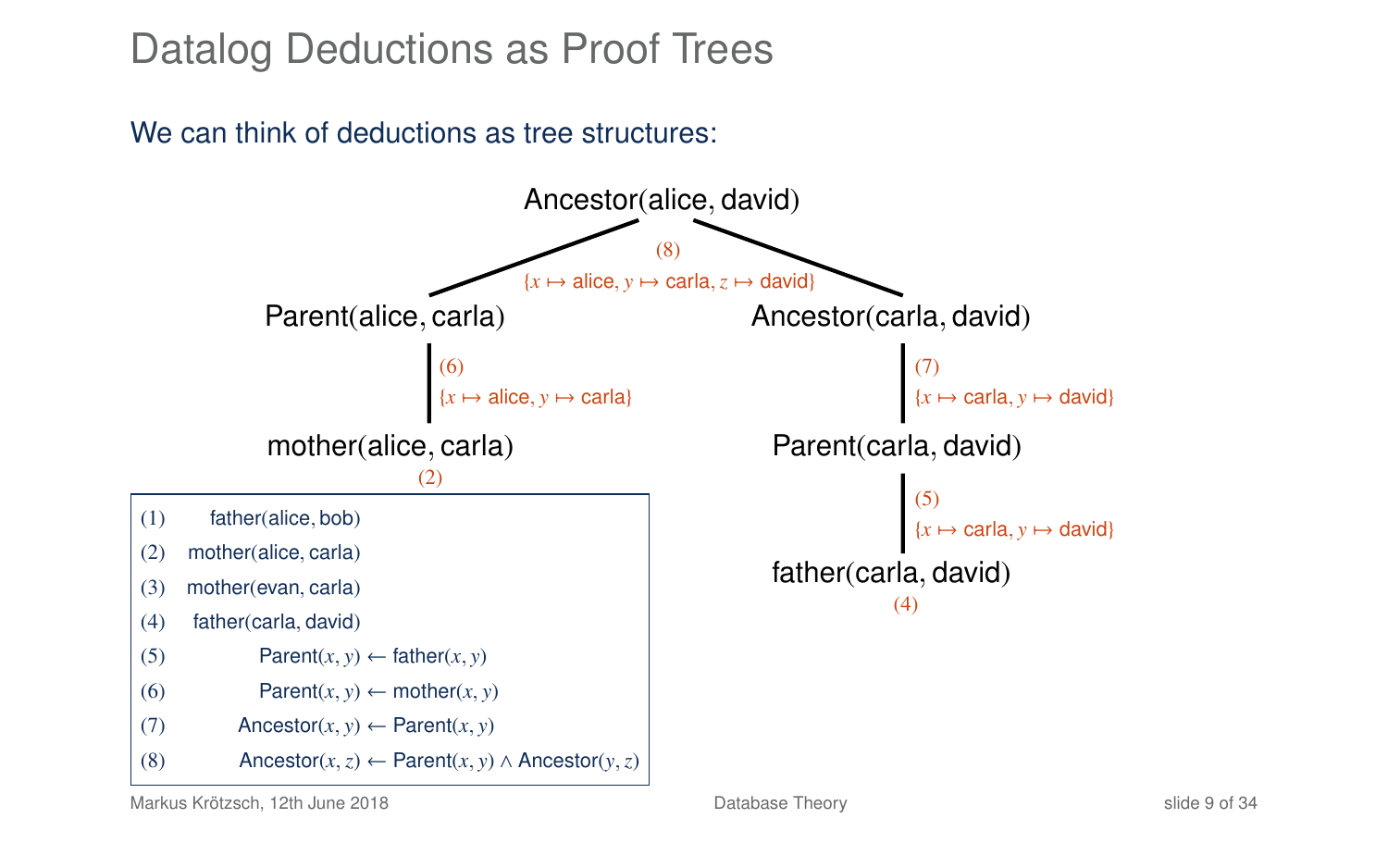# Datalog Deductions as Proof Trees

We can think of deductions as tree structures:

Ancestor(alice, david)
- (8) $\{x \mapsto$ alice, $y \mapsto$ carla, $z \mapsto$ david$\}$
  - Parent(alice, carla)
    - (6) $\{x \mapsto$ alice, $y \mapsto$ carla$\}$
      - mother(alice, carla) (2)
  - Ancestor(carla, david)
    - (7) $\{x \mapsto$ carla, $y \mapsto$ david$\}$
      - Parent(carla, david)
        - (5) $\{x \mapsto$ carla, $y \mapsto$ david$\}$
          - father(carla, david) (4)

| | |
|---|---|
| (1) | father(alice, bob) |
| (2) | mother(alice, carla) |
| (3) | mother(evan, carla) |
| (4) | father(carla, david) |
| (5) | Parent$(x, y) \leftarrow$ father$(x, y)$ |
| (6) | Parent$(x, y) \leftarrow$ mother$(x, y)$ |
| (7) | Ancestor$(x, y) \leftarrow$ Parent$(x, y)$ |
| (8) | Ancestor$(x, z) \leftarrow$ Parent$(x, y) \wedge$ Ancestor$(y, z)$ |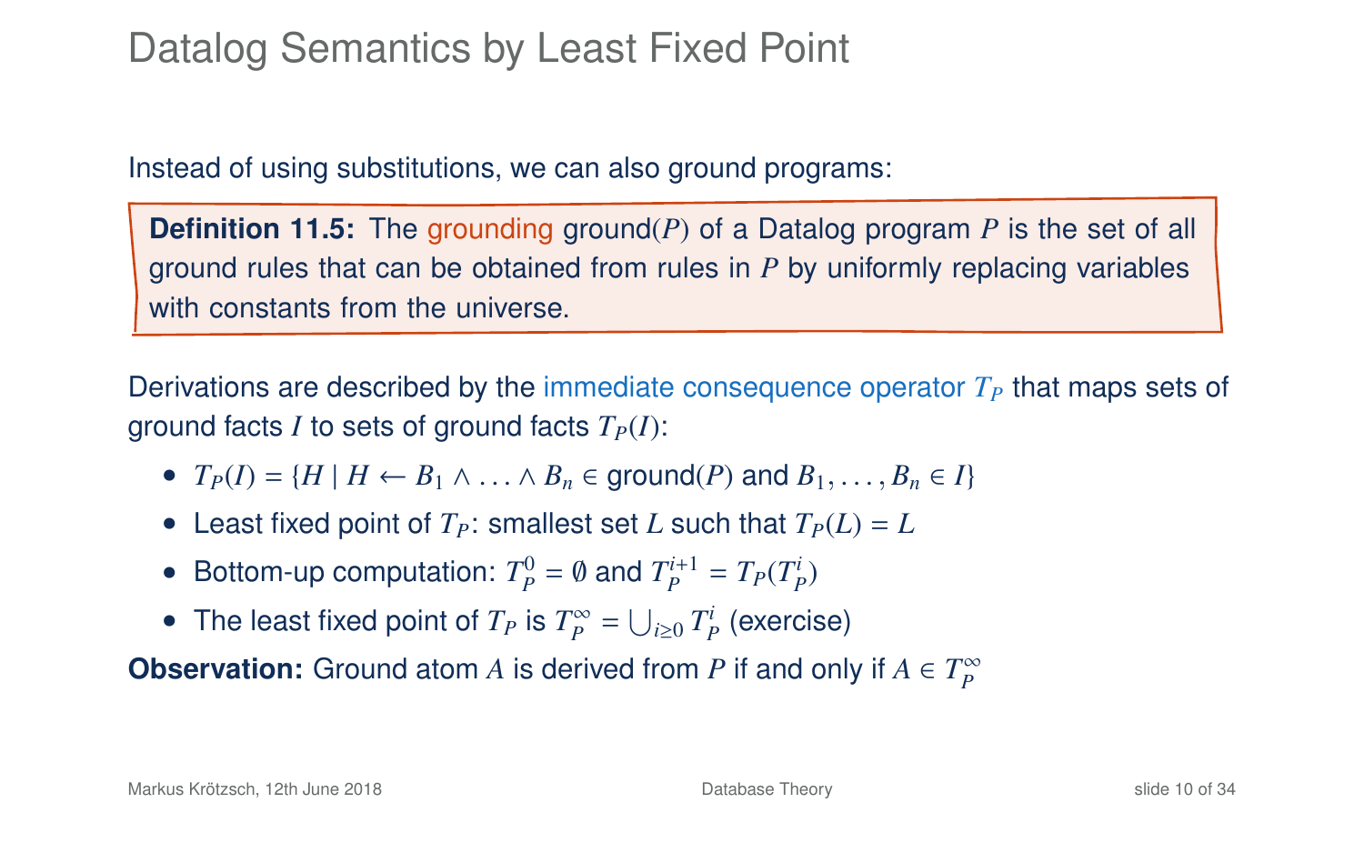# Datalog Semantics by Least Fixed Point

Instead of using substitutions, we can also ground programs:

> **Definition 11.5:** The grounding ground($P$) of a Datalog program $P$ is the set of all ground rules that can be obtained from rules in $P$ by uniformly replacing variables with constants from the universe.

Derivations are described by the immediate consequence operator $T_P$ that maps sets of ground facts $I$ to sets of ground facts $T_P(I)$:

- $T_P(I) = \{H \mid H \leftarrow B_1 \wedge \ldots \wedge B_n \in \text{ground}(P) \text{ and } B_1, \ldots, B_n \in I\}$
- Least fixed point of $T_P$: smallest set $L$ such that $T_P(L) = L$
- Bottom-up computation: $T_P^0 = \emptyset$ and $T_P^{i+1} = T_P(T_P^i)$
- The least fixed point of $T_P$ is $T_P^\infty = \bigcup_{i \geq 0} T_P^i$ (exercise)

**Observation:** Ground atom $A$ is derived from $P$ if and only if $A \in T_P^\infty$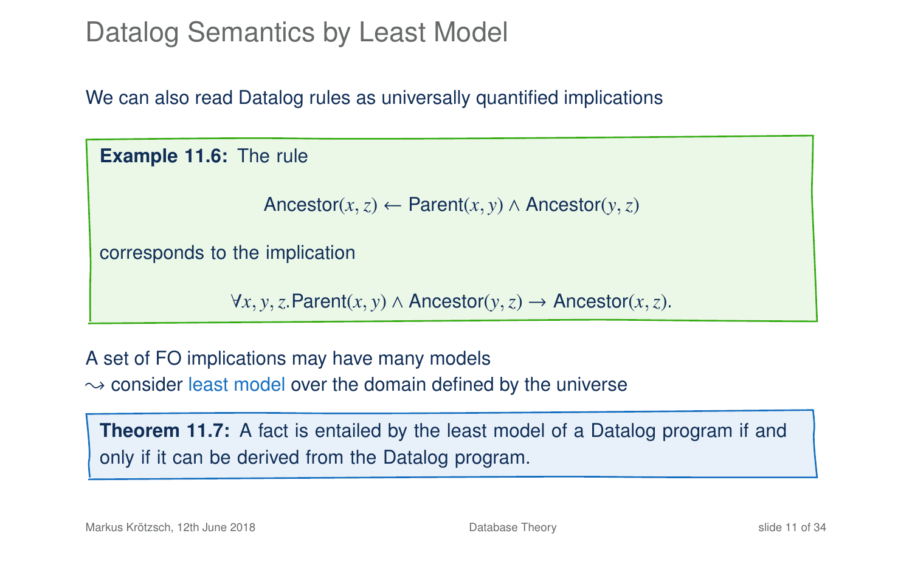# Datalog Semantics by Least Model

We can also read Datalog rules as universally quantified implications

**Example 11.6:** The rule

$$\text{Ancestor}(x, z) \leftarrow \text{Parent}(x, y) \wedge \text{Ancestor}(y, z)$$

corresponds to the implication

$$\forall x, y, z. \text{Parent}(x, y) \wedge \text{Ancestor}(y, z) \rightarrow \text{Ancestor}(x, z).$$

A set of FO implications may have many models
$\leadsto$ consider least model over the domain defined by the universe

**Theorem 11.7:** A fact is entailed by the least model of a Datalog program if and only if it can be derived from the Datalog program.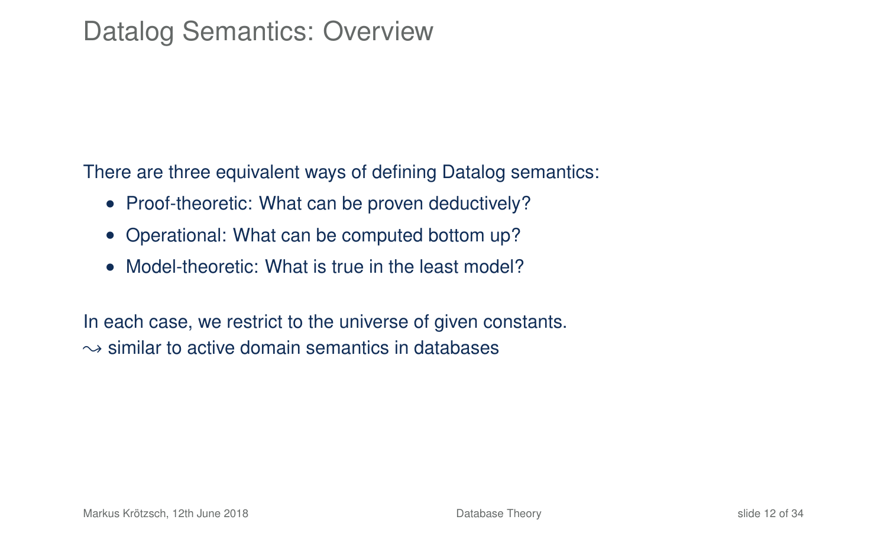# Datalog Semantics: Overview

There are three equivalent ways of defining Datalog semantics:

- Proof-theoretic: What can be proven deductively?
- Operational: What can be computed bottom up?
- Model-theoretic: What is true in the least model?

In each case, we restrict to the universe of given constants.
$\leadsto$ similar to active domain semantics in databases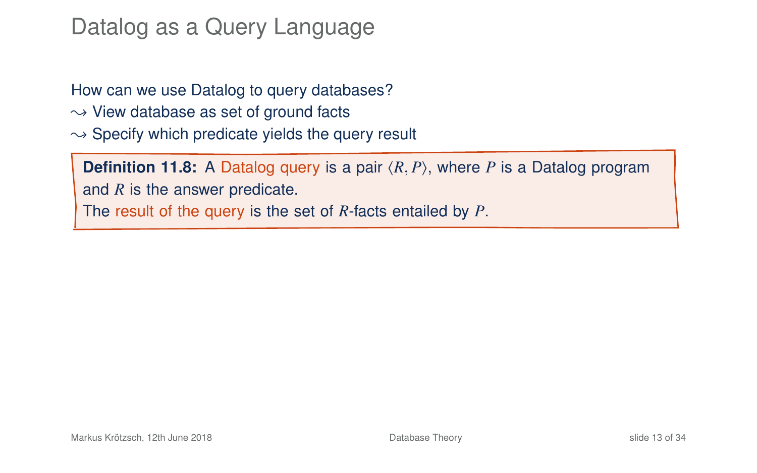# Datalog as a Query Language

How can we use Datalog to query databases?

$\leadsto$ View database as set of ground facts

$\leadsto$ Specify which predicate yields the query result

**Definition 11.8:** A Datalog query is a pair $\langle R, P\rangle$, where $P$ is a Datalog program and $R$ is the answer predicate.
The result of the query is the set of $R$-facts entailed by $P$.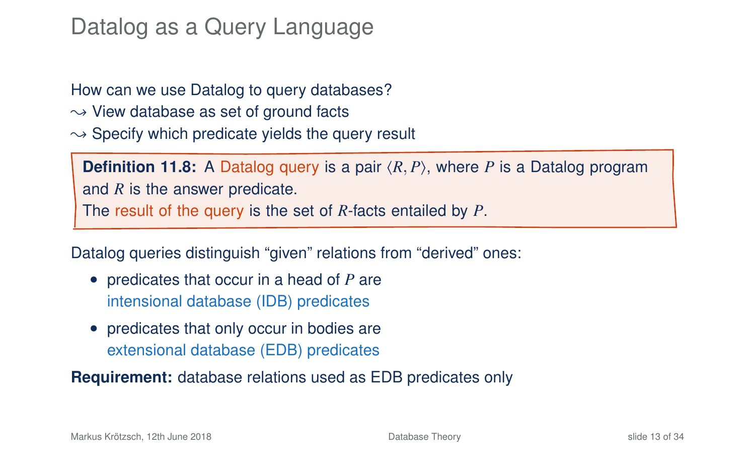# Datalog as a Query Language

How can we use Datalog to query databases?

$\leadsto$ View database as set of ground facts

$\leadsto$ Specify which predicate yields the query result

> **Definition 11.8:** A Datalog query is a pair $\langle R, P \rangle$, where $P$ is a Datalog program and $R$ is the answer predicate.
> The result of the query is the set of $R$-facts entailed by $P$.

Datalog queries distinguish "given" relations from "derived" ones:

- predicates that occur in a head of $P$ are intensional database (IDB) predicates
- predicates that only occur in bodies are extensional database (EDB) predicates

**Requirement:** database relations used as EDB predicates only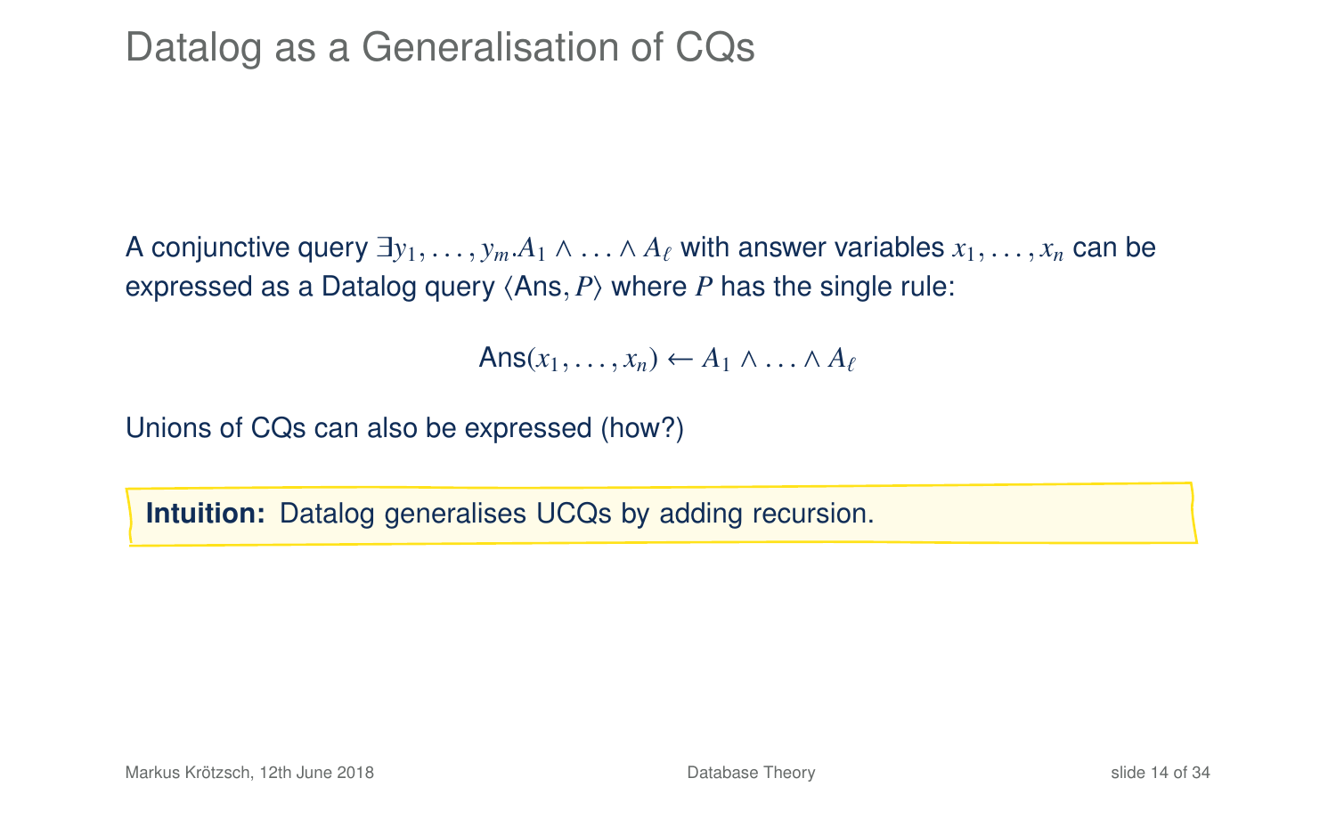# Datalog as a Generalisation of CQs

A conjunctive query $\exists y_1, \ldots, y_m.A_1 \wedge \ldots \wedge A_\ell$ with answer variables $x_1, \ldots, x_n$ can be expressed as a Datalog query $\langle \mathsf{Ans}, P \rangle$ where $P$ has the single rule:

$$\mathsf{Ans}(x_1, \ldots, x_n) \leftarrow A_1 \wedge \ldots \wedge A_\ell$$

Unions of CQs can also be expressed (how?)

**Intuition:** Datalog generalises UCQs by adding recursion.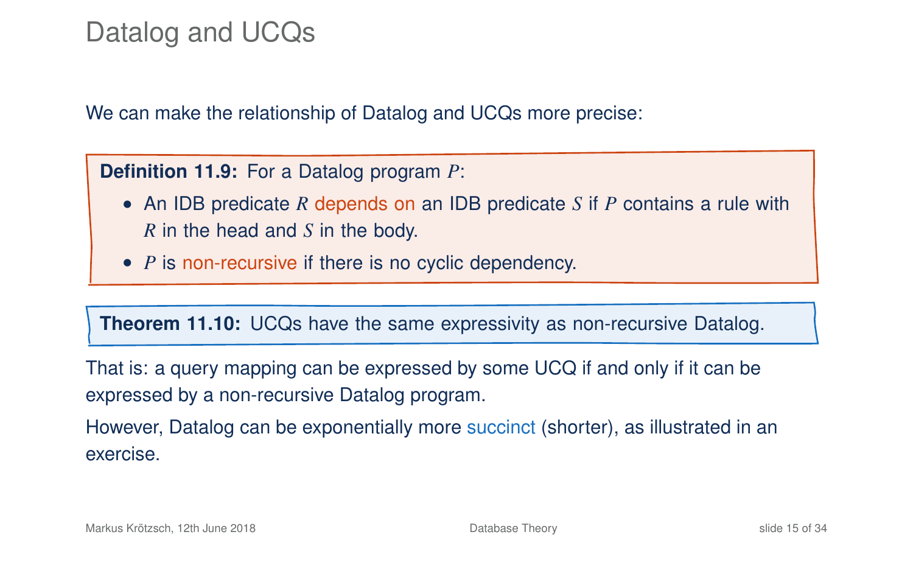# Datalog and UCQs

We can make the relationship of Datalog and UCQs more precise:

**Definition 11.9:** For a Datalog program $P$:

- An IDB predicate $R$ depends on an IDB predicate $S$ if $P$ contains a rule with $R$ in the head and $S$ in the body.
- $P$ is non-recursive if there is no cyclic dependency.

**Theorem 11.10:** UCQs have the same expressivity as non-recursive Datalog.

That is: a query mapping can be expressed by some UCQ if and only if it can be expressed by a non-recursive Datalog program.

However, Datalog can be exponentially more succinct (shorter), as illustrated in an exercise.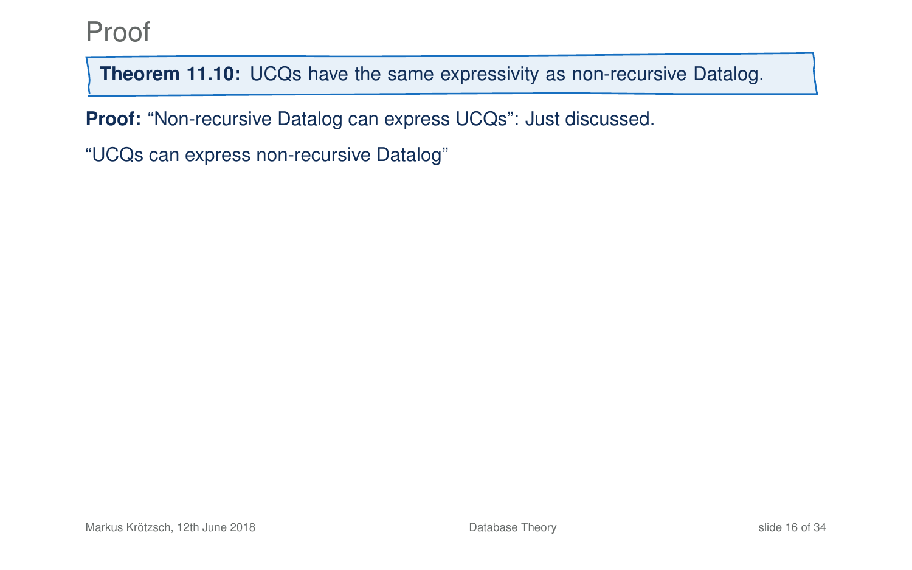# Proof

**Theorem 11.10:** UCQs have the same expressivity as non-recursive Datalog.

**Proof:** “Non-recursive Datalog can express UCQs”: Just discussed.

“UCQs can express non-recursive Datalog”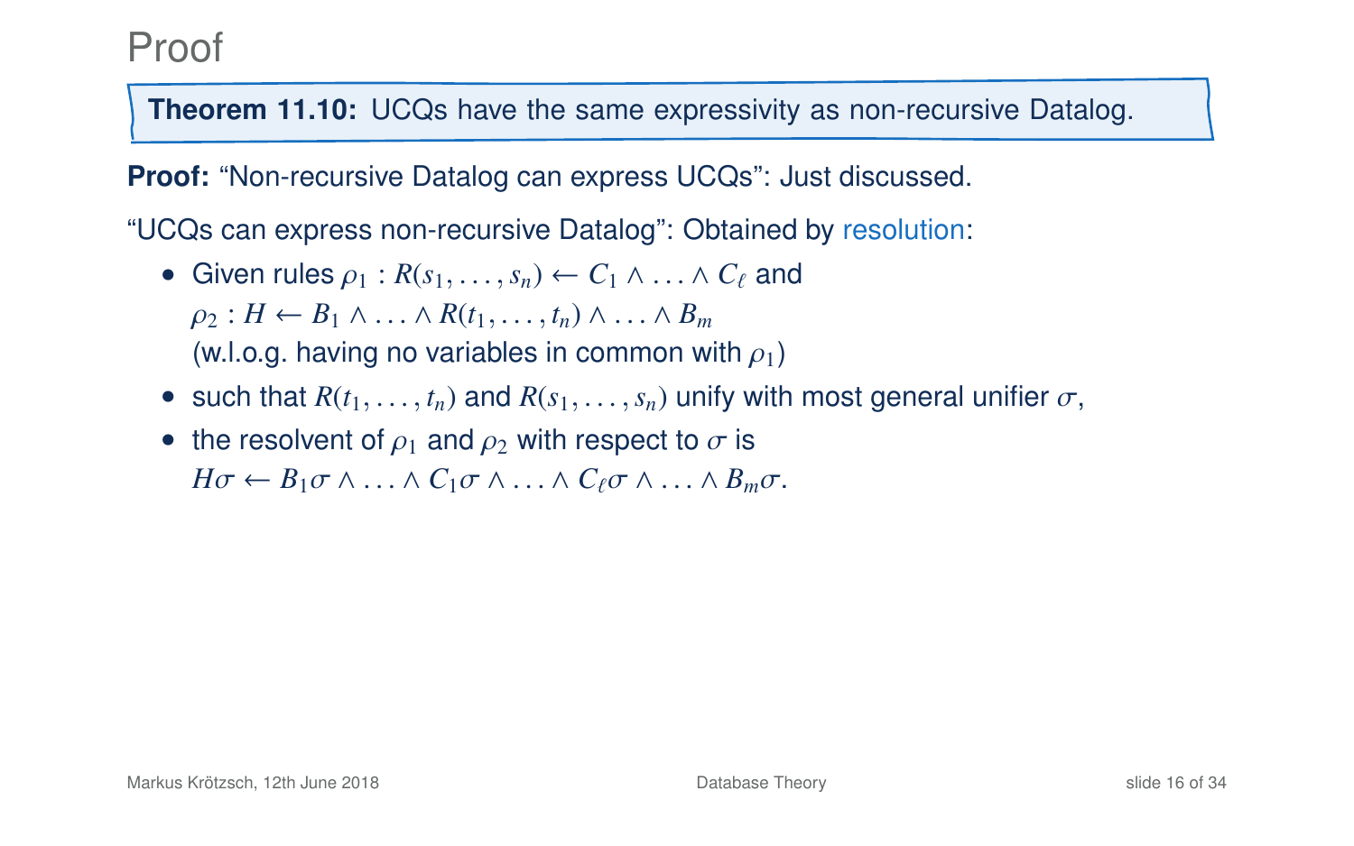# Proof

**Theorem 11.10:** UCQs have the same expressivity as non-recursive Datalog.

**Proof:** "Non-recursive Datalog can express UCQs": Just discussed.

"UCQs can express non-recursive Datalog": Obtained by resolution:

- Given rules $\rho_1 : R(s_1, \ldots, s_n) \leftarrow C_1 \wedge \ldots \wedge C_\ell$ and $\rho_2 : H \leftarrow B_1 \wedge \ldots \wedge R(t_1, \ldots, t_n) \wedge \ldots \wedge B_m$ (w.l.o.g. having no variables in common with $\rho_1$)
- such that $R(t_1, \ldots, t_n)$ and $R(s_1, \ldots, s_n)$ unify with most general unifier $\sigma$,
- the resolvent of $\rho_1$ and $\rho_2$ with respect to $\sigma$ is $H\sigma \leftarrow B_1\sigma \wedge \ldots \wedge C_1\sigma \wedge \ldots \wedge C_\ell\sigma \wedge \ldots \wedge B_m\sigma$.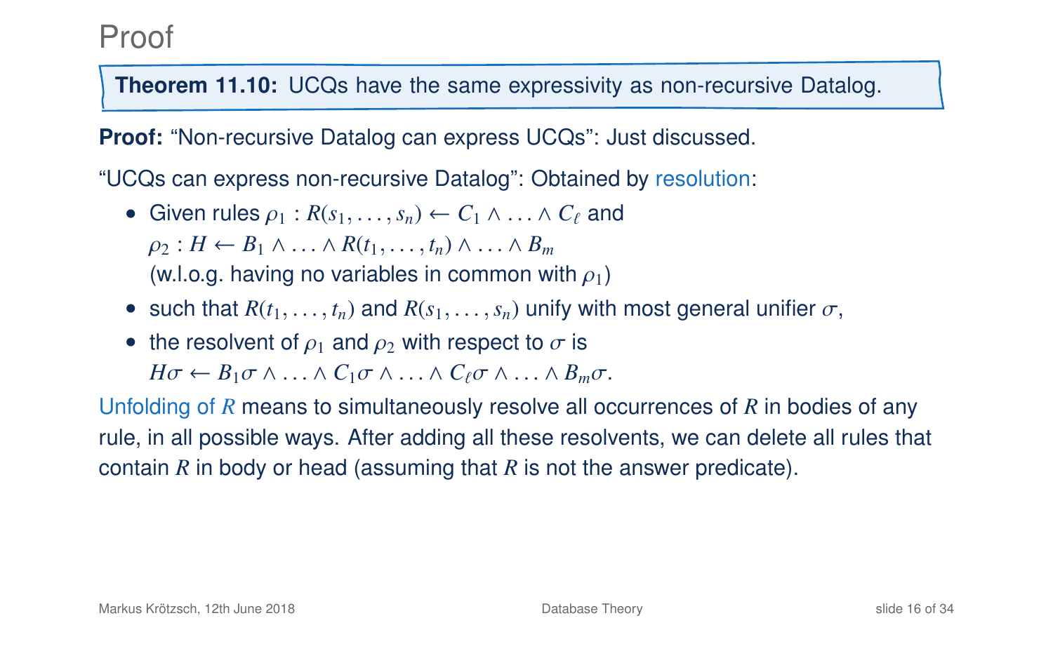# Proof

**Theorem 11.10:** UCQs have the same expressivity as non-recursive Datalog.

**Proof:** "Non-recursive Datalog can express UCQs": Just discussed.

"UCQs can express non-recursive Datalog": Obtained by resolution:

- Given rules $\rho_1 : R(s_1, \ldots, s_n) \leftarrow C_1 \wedge \ldots \wedge C_\ell$ and $\rho_2 : H \leftarrow B_1 \wedge \ldots \wedge R(t_1, \ldots, t_n) \wedge \ldots \wedge B_m$ (w.l.o.g. having no variables in common with $\rho_1$)
- such that $R(t_1, \ldots, t_n)$ and $R(s_1, \ldots, s_n)$ unify with most general unifier $\sigma$,
- the resolvent of $\rho_1$ and $\rho_2$ with respect to $\sigma$ is $H\sigma \leftarrow B_1\sigma \wedge \ldots \wedge C_1\sigma \wedge \ldots \wedge C_\ell\sigma \wedge \ldots \wedge B_m\sigma$.

Unfolding of $R$ means to simultaneously resolve all occurrences of $R$ in bodies of any rule, in all possible ways. After adding all these resolvents, we can delete all rules that contain $R$ in body or head (assuming that $R$ is not the answer predicate).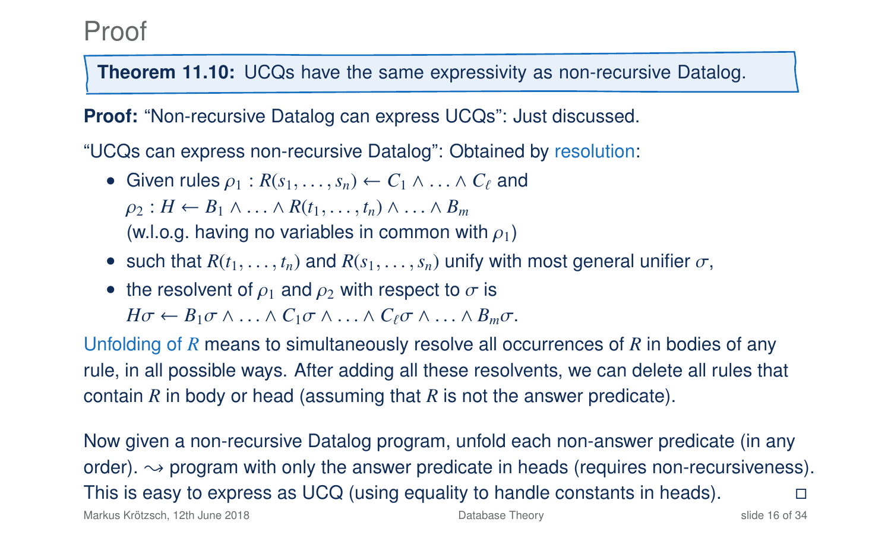# Proof

**Theorem 11.10:** UCQs have the same expressivity as non-recursive Datalog.

**Proof:** "Non-recursive Datalog can express UCQs": Just discussed.

"UCQs can express non-recursive Datalog": Obtained by resolution:

- Given rules $\rho_1 : R(s_1, \ldots, s_n) \leftarrow C_1 \wedge \ldots \wedge C_\ell$ and $\rho_2 : H \leftarrow B_1 \wedge \ldots \wedge R(t_1, \ldots, t_n) \wedge \ldots \wedge B_m$ (w.l.o.g. having no variables in common with $\rho_1$)
- such that $R(t_1, \ldots, t_n)$ and $R(s_1, \ldots, s_n)$ unify with most general unifier $\sigma$,
- the resolvent of $\rho_1$ and $\rho_2$ with respect to $\sigma$ is $H\sigma \leftarrow B_1\sigma \wedge \ldots \wedge C_1\sigma \wedge \ldots \wedge C_\ell\sigma \wedge \ldots \wedge B_m\sigma$.

Unfolding of $R$ means to simultaneously resolve all occurrences of $R$ in bodies of any rule, in all possible ways. After adding all these resolvents, we can delete all rules that contain $R$ in body or head (assuming that $R$ is not the answer predicate).

Now given a non-recursive Datalog program, unfold each non-answer predicate (in any order). $\leadsto$ program with only the answer predicate in heads (requires non-recursiveness). This is easy to express as UCQ (using equality to handle constants in heads). □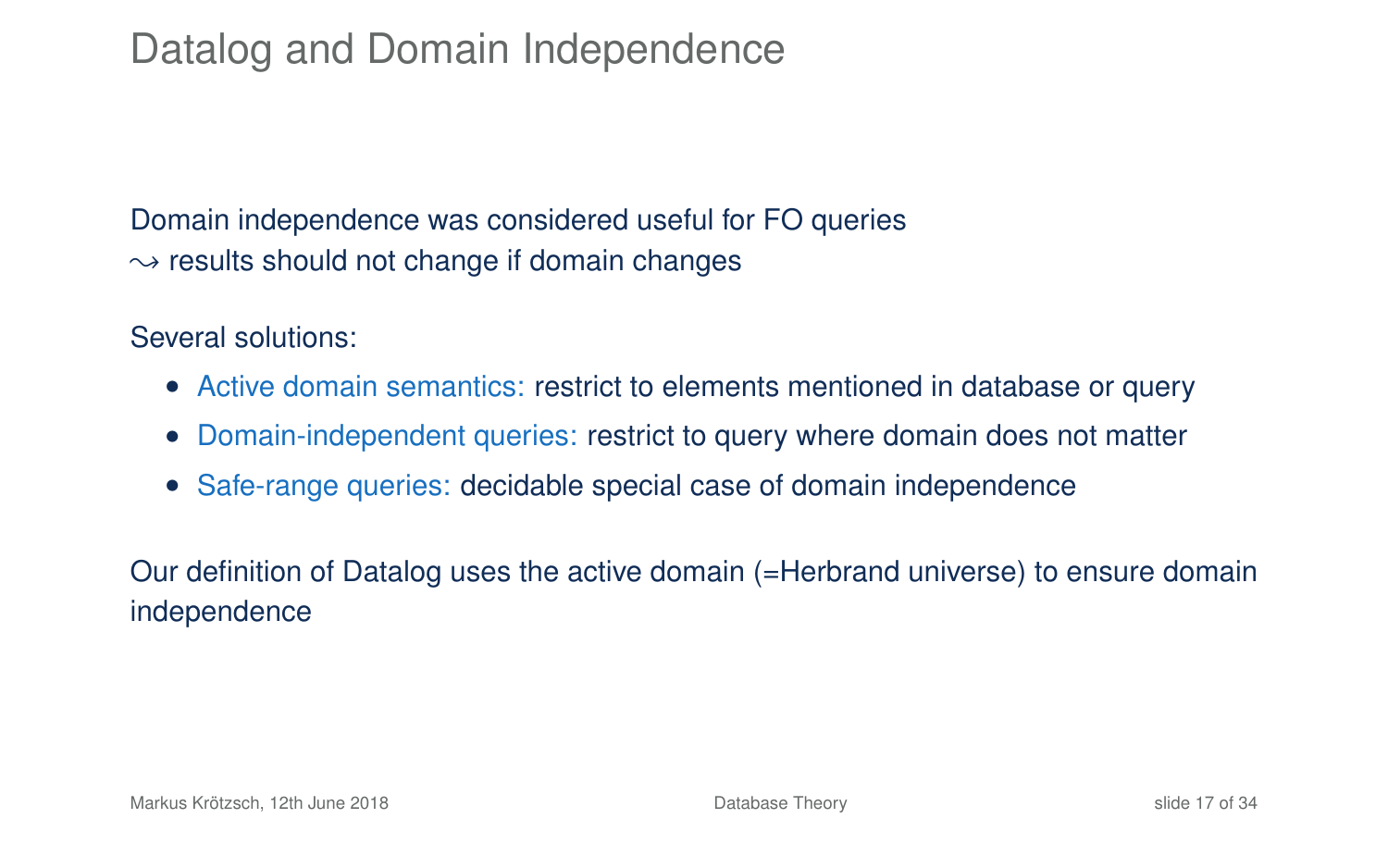# Datalog and Domain Independence

Domain independence was considered useful for FO queries
$\leadsto$ results should not change if domain changes

Several solutions:

- Active domain semantics: restrict to elements mentioned in database or query
- Domain-independent queries: restrict to query where domain does not matter
- Safe-range queries: decidable special case of domain independence

Our definition of Datalog uses the active domain (=Herbrand universe) to ensure domain independence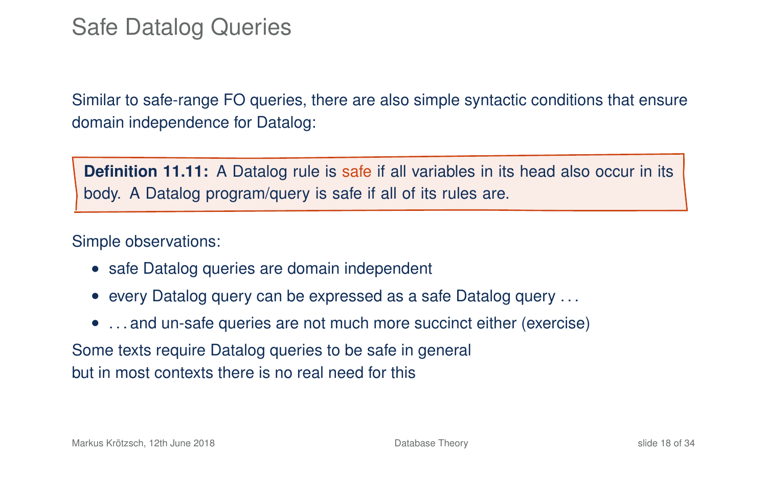# Safe Datalog Queries

Similar to safe-range FO queries, there are also simple syntactic conditions that ensure domain independence for Datalog:

> **Definition 11.11:** A Datalog rule is safe if all variables in its head also occur in its body. A Datalog program/query is safe if all of its rules are.

Simple observations:

- safe Datalog queries are domain independent
- every Datalog query can be expressed as a safe Datalog query . . .
- . . . and un-safe queries are not much more succinct either (exercise)

Some texts require Datalog queries to be safe in general
but in most contexts there is no real need for this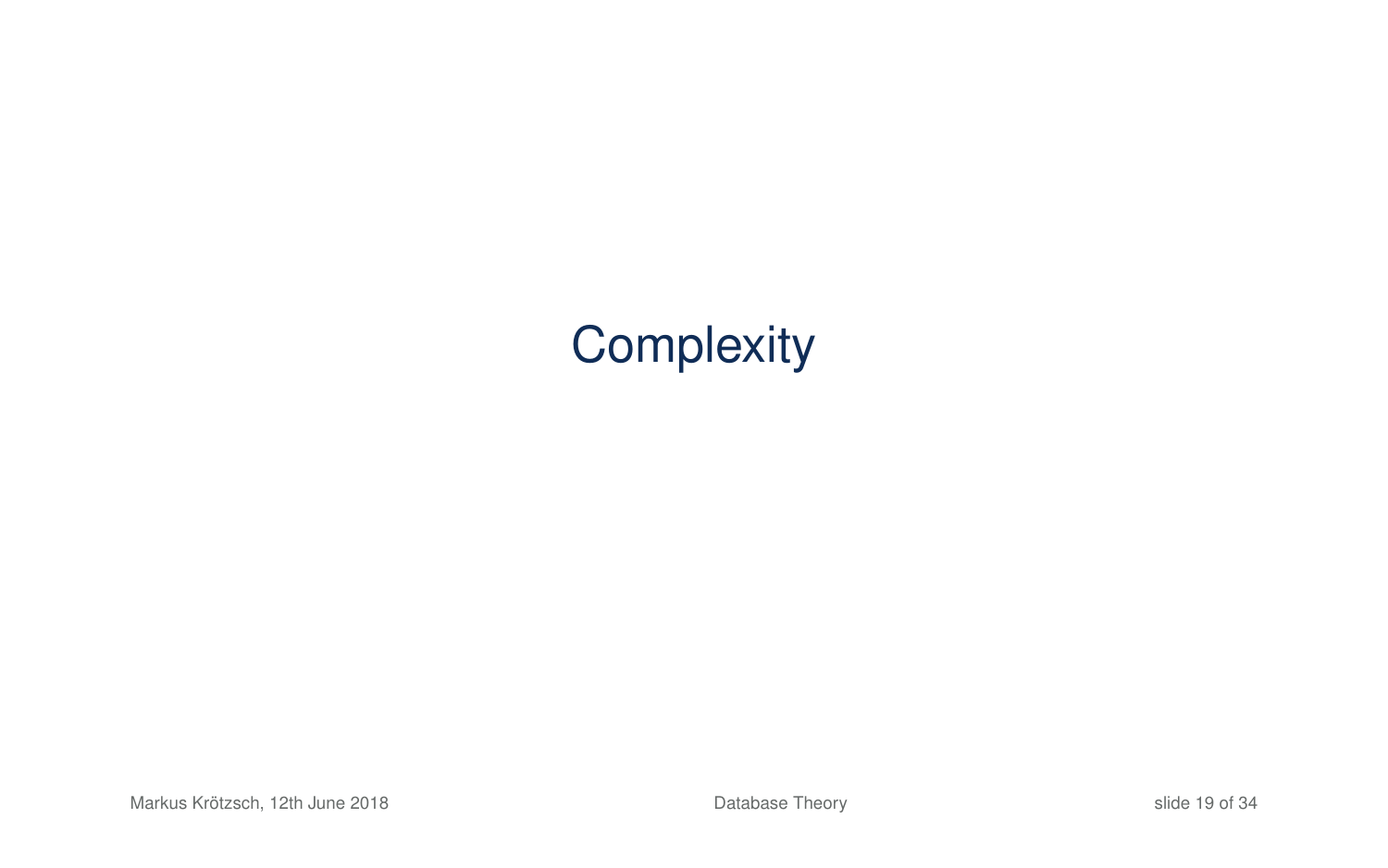# Complexity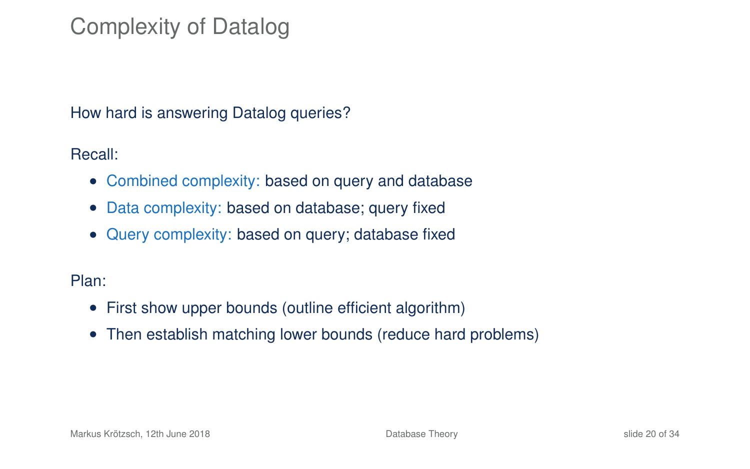# Complexity of Datalog

How hard is answering Datalog queries?

Recall:

- Combined complexity: based on query and database
- Data complexity: based on database; query fixed
- Query complexity: based on query; database fixed

Plan:

- First show upper bounds (outline efficient algorithm)
- Then establish matching lower bounds (reduce hard problems)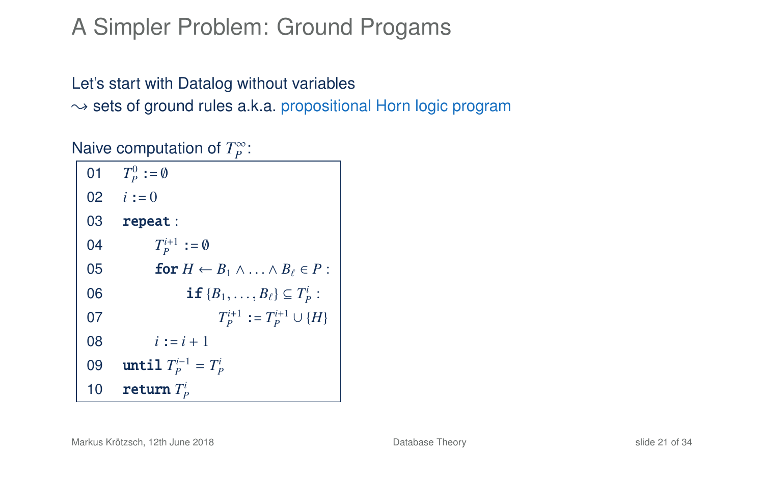# A Simpler Problem: Ground Progams

Let's start with Datalog without variables
$\rightsquigarrow$ sets of ground rules a.k.a. propositional Horn logic program

Naive computation of $T_P^\infty$:

```
01  T_P^0 := ∅
02  i := 0
03  repeat :
04      T_P^{i+1} := ∅
05      for H ← B_1 ∧ ... ∧ B_ℓ ∈ P :
06          if {B_1, ..., B_ℓ} ⊆ T_P^i :
07              T_P^{i+1} := T_P^{i+1} ∪ {H}
08      i := i + 1
09  until T_P^{i-1} = T_P^i
10  return T_P^i
```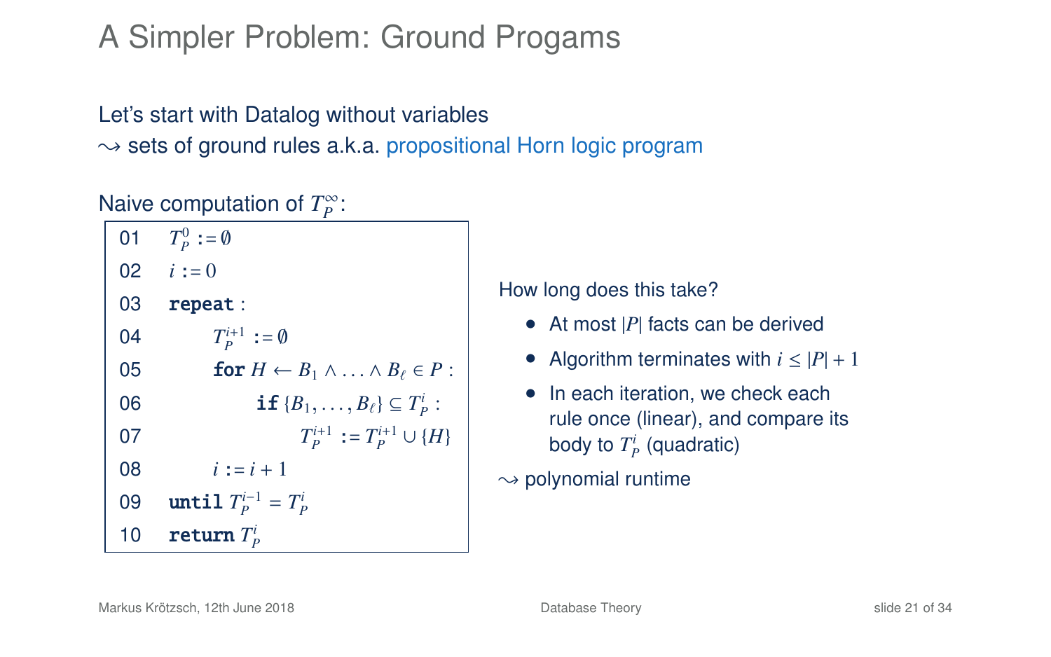# A Simpler Problem: Ground Progams

Let's start with Datalog without variables
$\leadsto$ sets of ground rules a.k.a. propositional Horn logic program

Naive computation of $T_P^\infty$:

```
01  T_P^0 := ∅
02  i := 0
03  repeat :
04      T_P^{i+1} := ∅
05      for H ← B_1 ∧ ... ∧ B_ℓ ∈ P :
06          if {B_1, ..., B_ℓ} ⊆ T_P^i :
07              T_P^{i+1} := T_P^{i+1} ∪ {H}
08      i := i + 1
09  until T_P^{i-1} = T_P^i
10  return T_P^i
```

How long does this take?

- At most $|P|$ facts can be derived
- Algorithm terminates with $i \leq |P| + 1$
- In each iteration, we check each rule once (linear), and compare its body to $T_P^i$ (quadratic)

$\leadsto$ polynomial runtime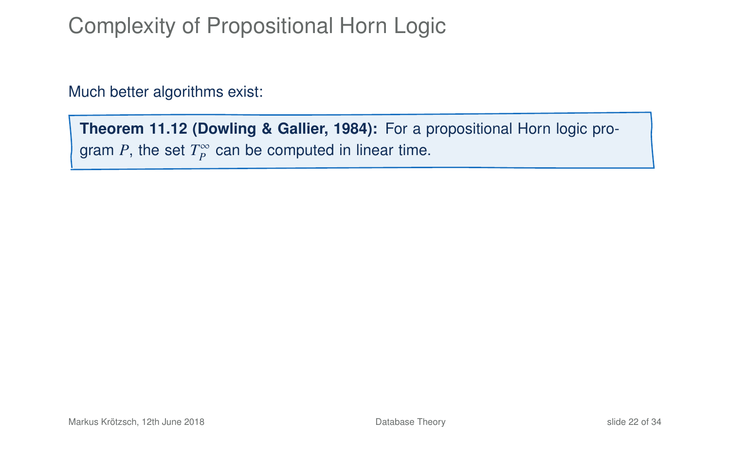# Complexity of Propositional Horn Logic

Much better algorithms exist:

**Theorem 11.12 (Dowling & Gallier, 1984):** For a propositional Horn logic program $P$, the set $T_P^\infty$ can be computed in linear time.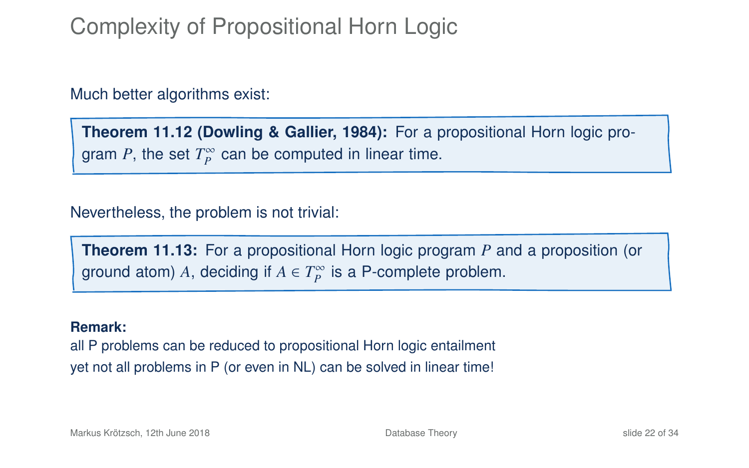# Complexity of Propositional Horn Logic

Much better algorithms exist:

> **Theorem 11.12 (Dowling & Gallier, 1984):** For a propositional Horn logic program $P$, the set $T_P^\infty$ can be computed in linear time.

Nevertheless, the problem is not trivial:

> **Theorem 11.13:** For a propositional Horn logic program $P$ and a proposition (or ground atom) $A$, deciding if $A \in T_P^\infty$ is a P-complete problem.

**Remark:**
all P problems can be reduced to propositional Horn logic entailment
yet not all problems in P (or even in NL) can be solved in linear time!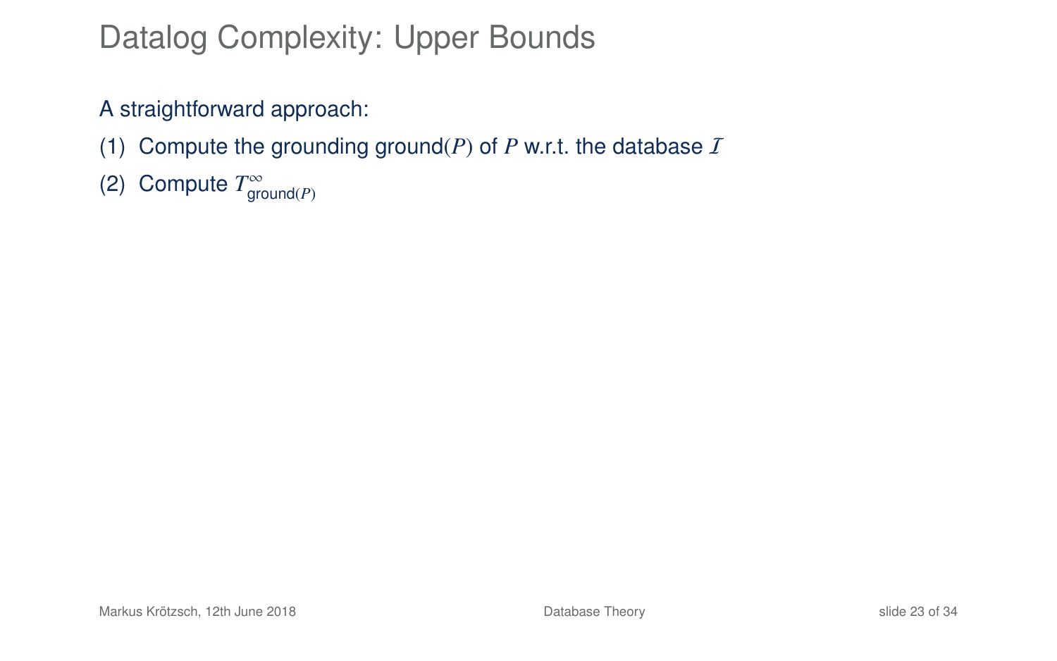# Datalog Complexity: Upper Bounds

A straightforward approach:

(1) Compute the grounding ground$(P)$ of $P$ w.r.t. the database $\mathcal{I}$

(2) Compute $T^{\infty}_{\text{ground}(P)}$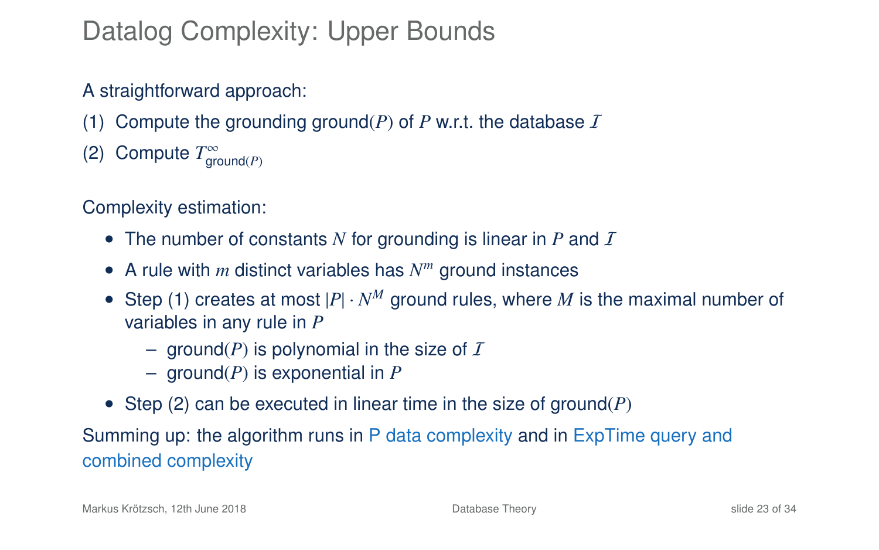# Datalog Complexity: Upper Bounds

A straightforward approach:

(1) Compute the grounding ground$(P)$ of $P$ w.r.t. the database $\mathcal{I}$

(2) Compute $T^{\infty}_{\text{ground}(P)}$

Complexity estimation:

- The number of constants $N$ for grounding is linear in $P$ and $\mathcal{I}$
- A rule with $m$ distinct variables has $N^m$ ground instances
- Step (1) creates at most $|P| \cdot N^M$ ground rules, where $M$ is the maximal number of variables in any rule in $P$
  - ground$(P)$ is polynomial in the size of $\mathcal{I}$
  - ground$(P)$ is exponential in $P$
- Step (2) can be executed in linear time in the size of ground$(P)$

Summing up: the algorithm runs in P data complexity and in ExpTime query and combined complexity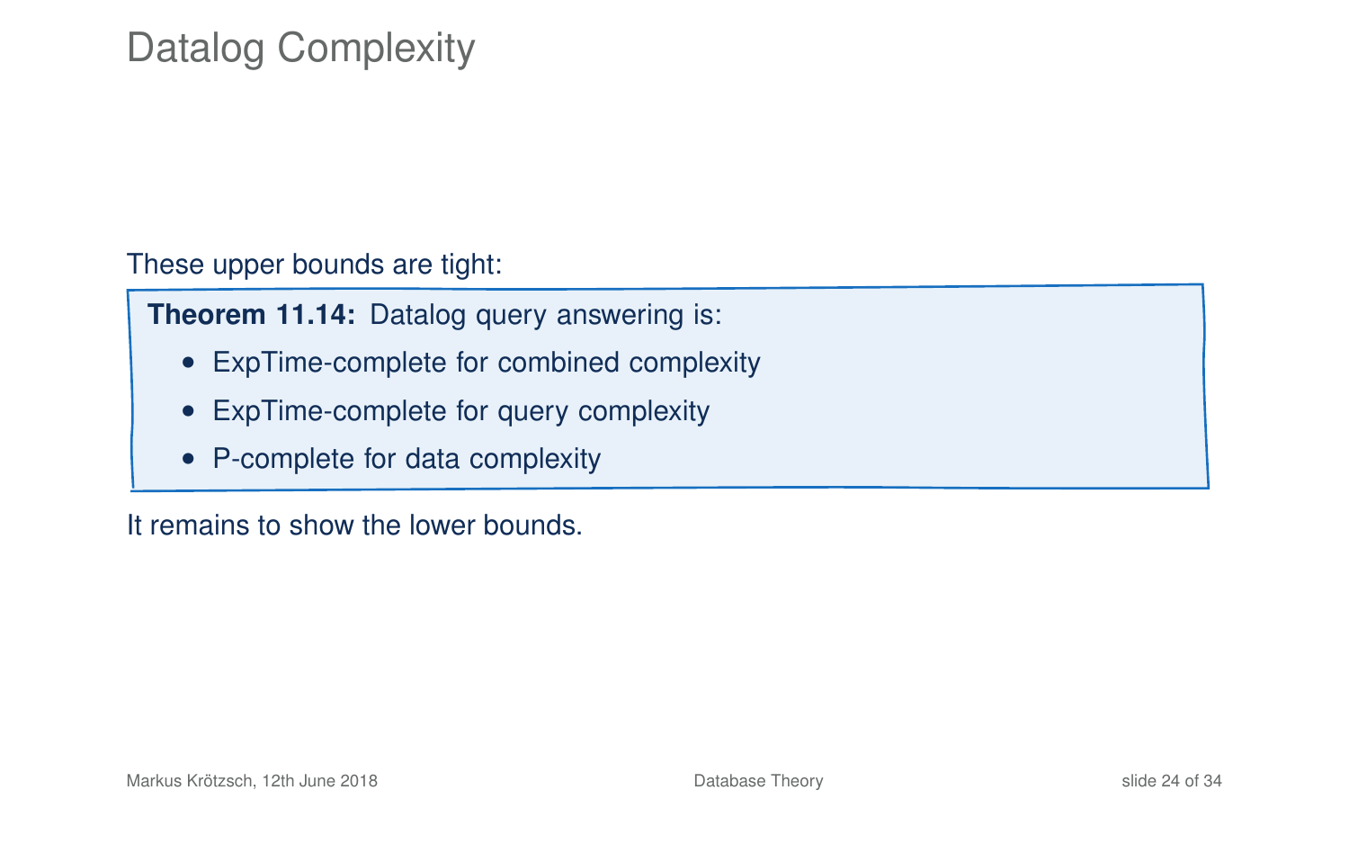# Datalog Complexity

These upper bounds are tight:

**Theorem 11.14:** Datalog query answering is:

- ExpTime-complete for combined complexity
- ExpTime-complete for query complexity
- P-complete for data complexity

It remains to show the lower bounds.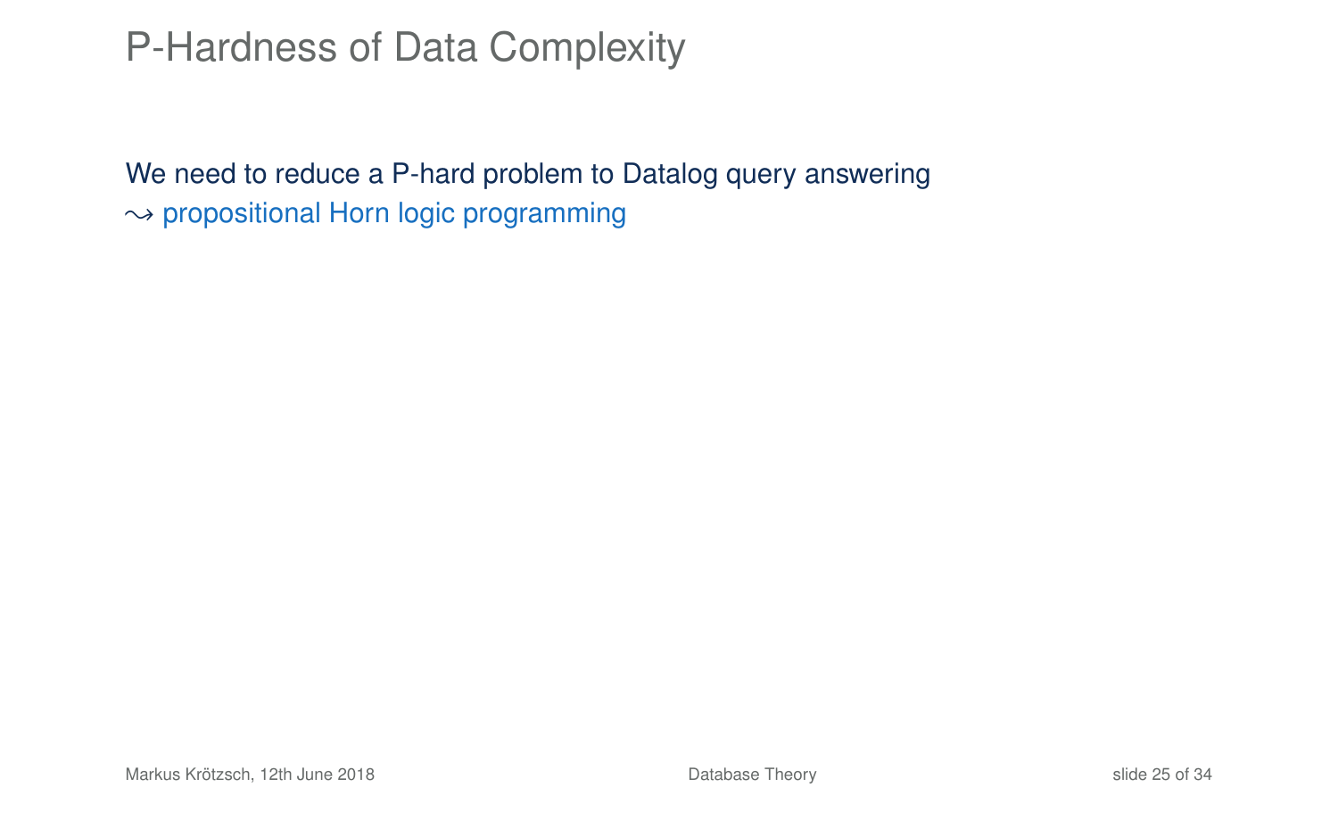# P-Hardness of Data Complexity

We need to reduce a P-hard problem to Datalog query answering
$\leadsto$ propositional Horn logic programming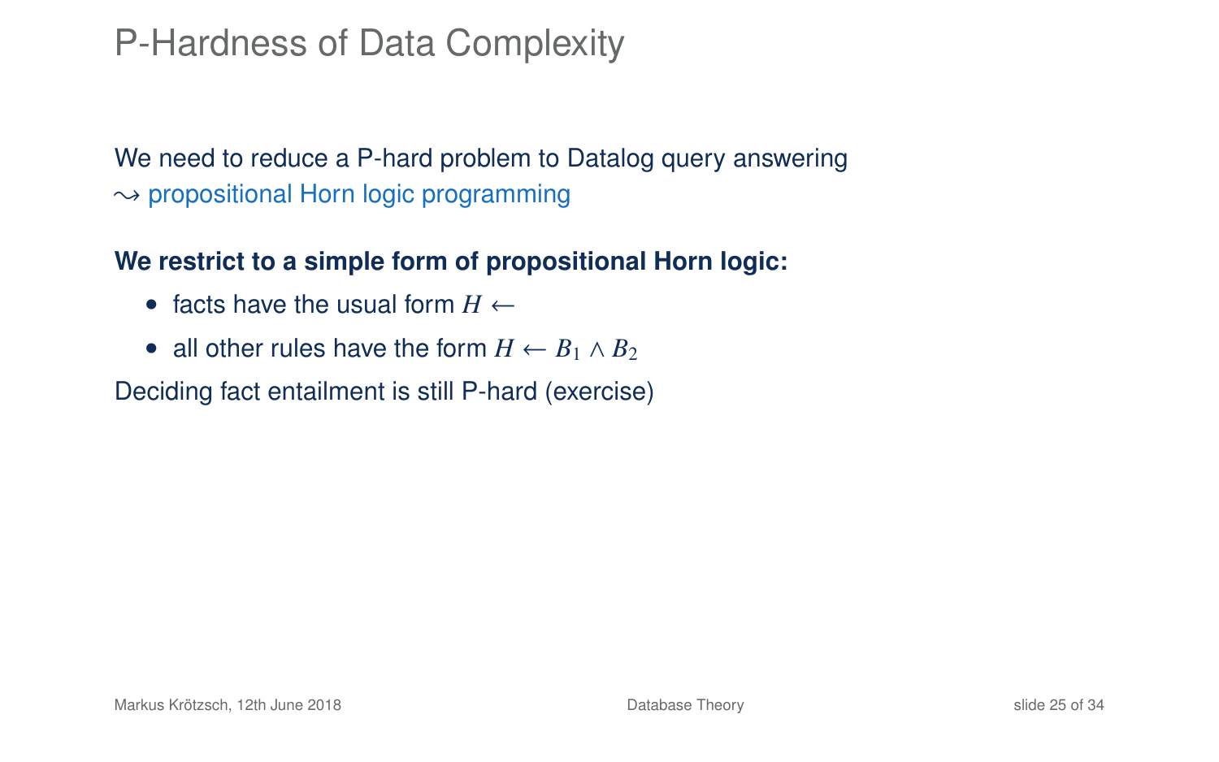# P-Hardness of Data Complexity

We need to reduce a P-hard problem to Datalog query answering
$\rightsquigarrow$ propositional Horn logic programming

**We restrict to a simple form of propositional Horn logic:**

- facts have the usual form $H \leftarrow$
- all other rules have the form $H \leftarrow B_1 \wedge B_2$

Deciding fact entailment is still P-hard (exercise)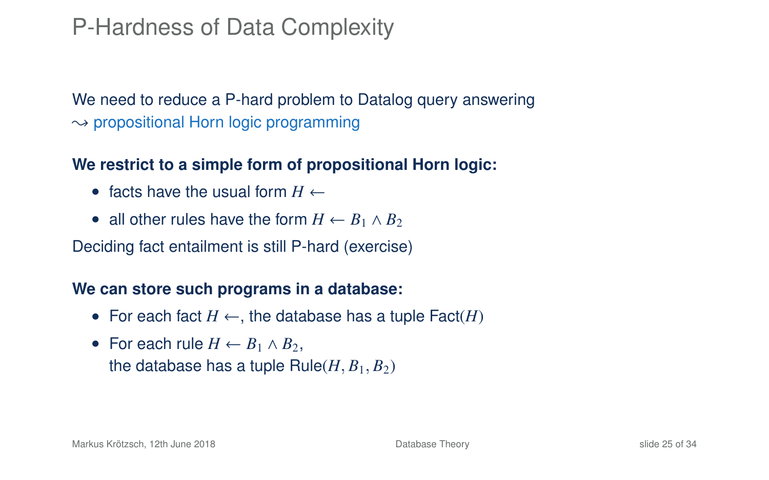# P-Hardness of Data Complexity

We need to reduce a P-hard problem to Datalog query answering
$\leadsto$ propositional Horn logic programming

**We restrict to a simple form of propositional Horn logic:**

- facts have the usual form $H \leftarrow$
- all other rules have the form $H \leftarrow B_1 \wedge B_2$

Deciding fact entailment is still P-hard (exercise)

**We can store such programs in a database:**

- For each fact $H \leftarrow$, the database has a tuple Fact$(H)$
- For each rule $H \leftarrow B_1 \wedge B_2$,
  the database has a tuple Rule$(H, B_1, B_2)$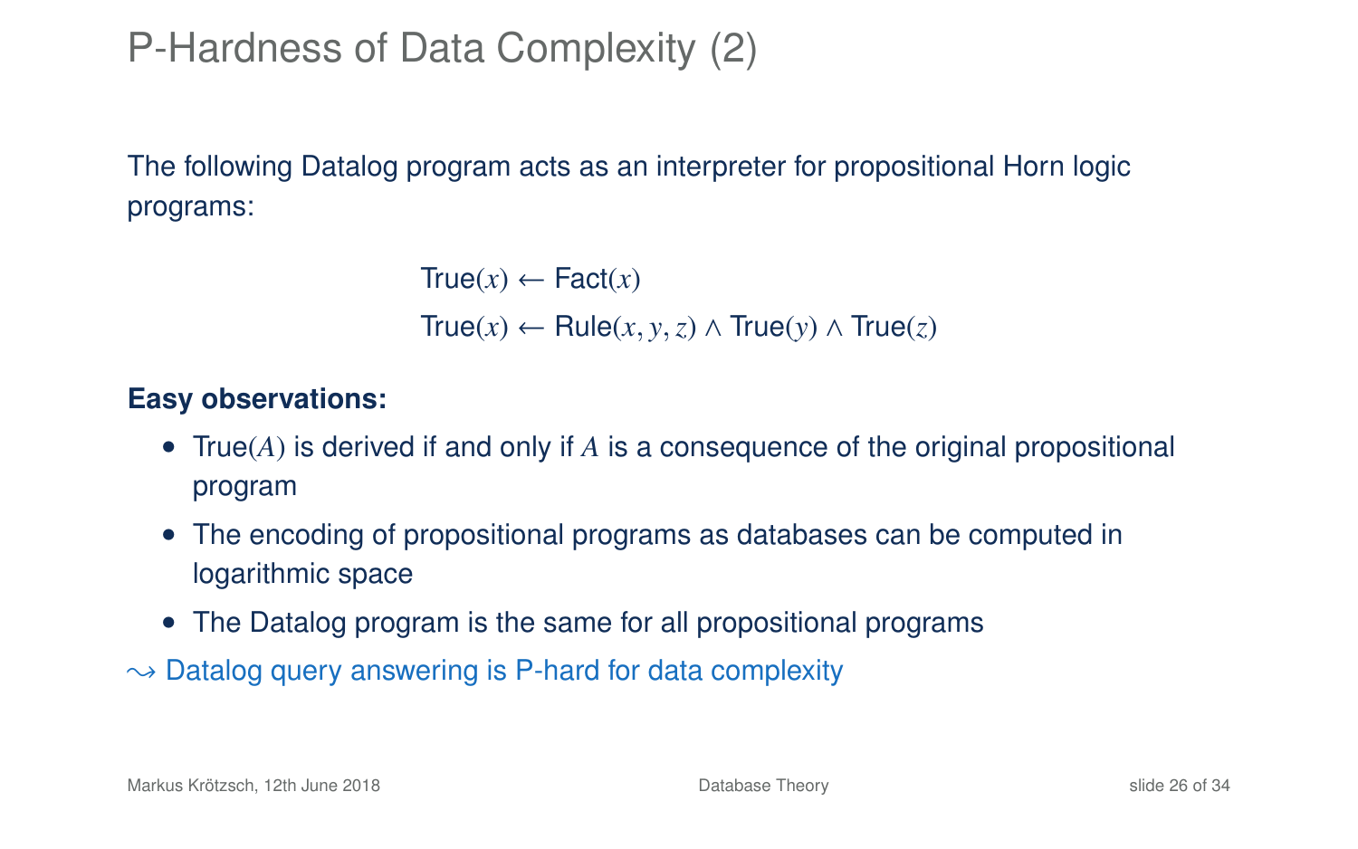# P-Hardness of Data Complexity (2)

The following Datalog program acts as an interpreter for propositional Horn logic programs:

$$\mathsf{True}(x) \leftarrow \mathsf{Fact}(x)$$
$$\mathsf{True}(x) \leftarrow \mathsf{Rule}(x, y, z) \wedge \mathsf{True}(y) \wedge \mathsf{True}(z)$$

**Easy observations:**

- $\mathsf{True}(A)$ is derived if and only if $A$ is a consequence of the original propositional program
- The encoding of propositional programs as databases can be computed in logarithmic space
- The Datalog program is the same for all propositional programs

$\rightsquigarrow$ Datalog query answering is P-hard for data complexity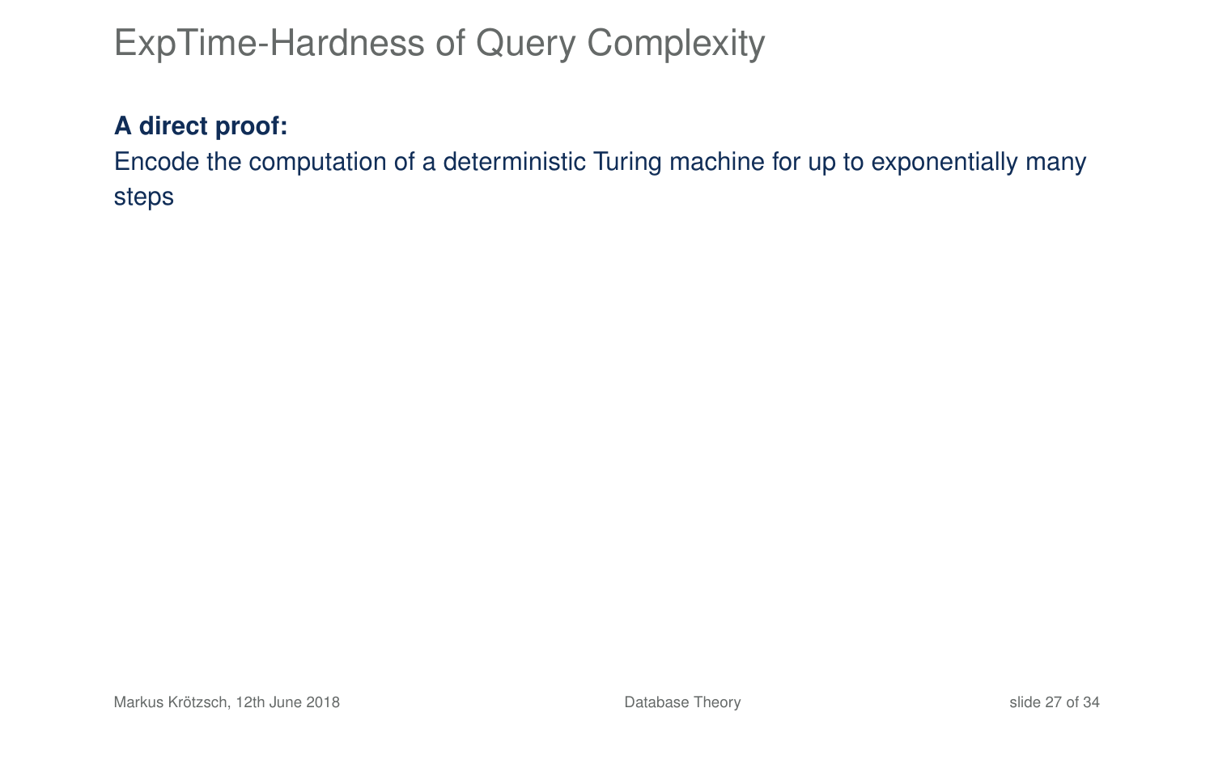# ExpTime-Hardness of Query Complexity

**A direct proof:**
Encode the computation of a deterministic Turing machine for up to exponentially many steps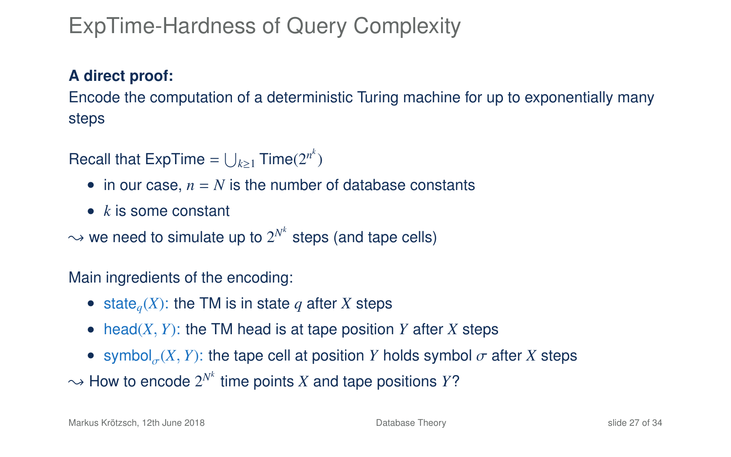# ExpTime-Hardness of Query Complexity

**A direct proof:**
Encode the computation of a deterministic Turing machine for up to exponentially many steps

Recall that ExpTime $= \bigcup_{k \geq 1} \text{Time}(2^{n^k})$

- in our case, $n = N$ is the number of database constants
- $k$ is some constant

$\rightsquigarrow$ we need to simulate up to $2^{N^k}$ steps (and tape cells)

Main ingredients of the encoding:

- $\text{state}_q(X)$: the TM is in state $q$ after $X$ steps
- $\text{head}(X, Y)$: the TM head is at tape position $Y$ after $X$ steps
- $\text{symbol}_\sigma(X, Y)$: the tape cell at position $Y$ holds symbol $\sigma$ after $X$ steps

$\rightsquigarrow$ How to encode $2^{N^k}$ time points $X$ and tape positions $Y$?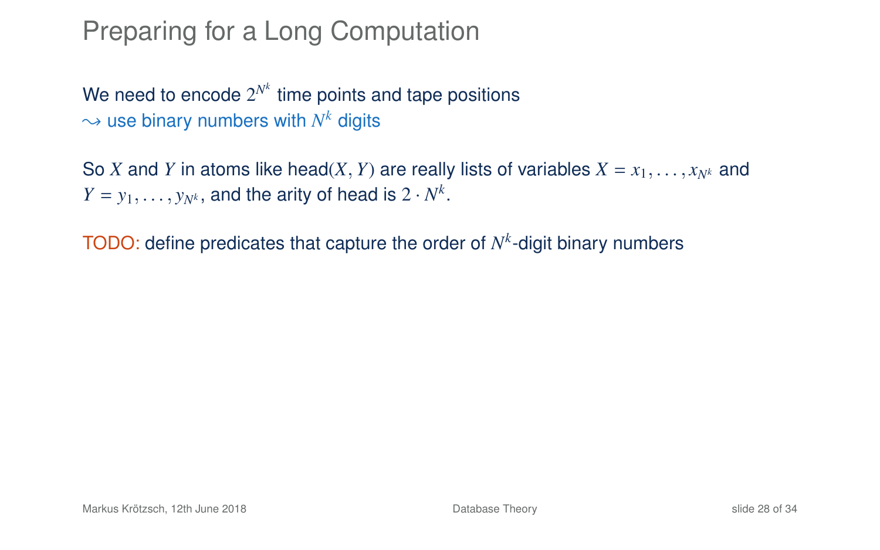# Preparing for a Long Computation

We need to encode $2^{N^k}$ time points and tape positions
$\leadsto$ use binary numbers with $N^k$ digits

So $X$ and $Y$ in atoms like head$(X, Y)$ are really lists of variables $X = x_1, \ldots, x_{N^k}$ and $Y = y_1, \ldots, y_{N^k}$, and the arity of head is $2 \cdot N^k$.

TODO: define predicates that capture the order of $N^k$-digit binary numbers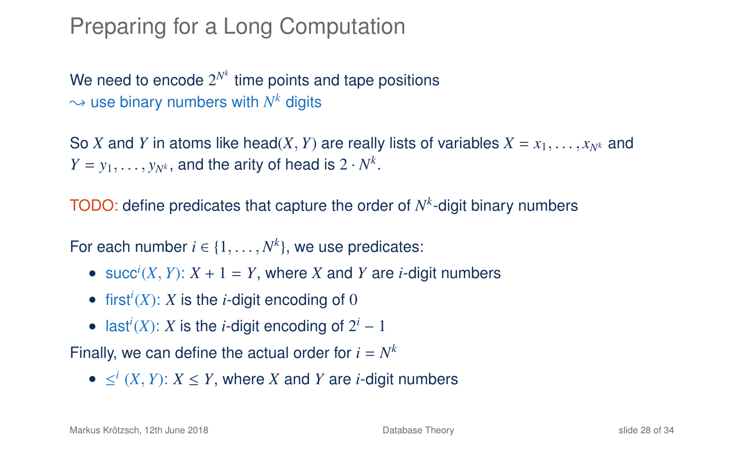# Preparing for a Long Computation

We need to encode $2^{N^k}$ time points and tape positions
$\leadsto$ use binary numbers with $N^k$ digits

So $X$ and $Y$ in atoms like head$(X, Y)$ are really lists of variables $X = x_1, \ldots, x_{N^k}$ and $Y = y_1, \ldots, y_{N^k}$, and the arity of head is $2 \cdot N^k$.

TODO: define predicates that capture the order of $N^k$-digit binary numbers

For each number $i \in \{1, \ldots, N^k\}$, we use predicates:

- $\mathsf{succ}^i(X, Y)$: $X + 1 = Y$, where $X$ and $Y$ are $i$-digit numbers
- $\mathsf{first}^i(X)$: $X$ is the $i$-digit encoding of $0$
- $\mathsf{last}^i(X)$: $X$ is the $i$-digit encoding of $2^i - 1$

Finally, we can define the actual order for $i = N^k$

- $\leq^i (X, Y)$: $X \leq Y$, where $X$ and $Y$ are $i$-digit numbers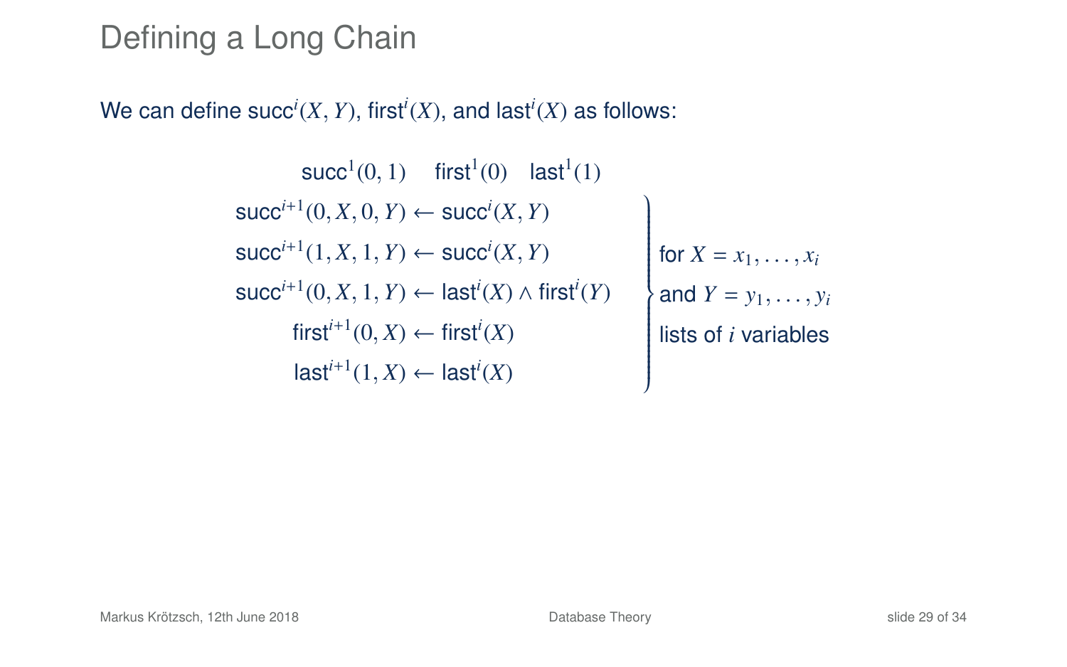# Defining a Long Chain

We can define $\mathsf{succ}^i(X, Y)$, $\mathsf{first}^i(X)$, and $\mathsf{last}^i(X)$ as follows:

$$\mathsf{succ}^1(0, 1) \quad \mathsf{first}^1(0) \quad \mathsf{last}^1(1)$$

$$\left.\begin{aligned}
\mathsf{succ}^{i+1}(0, X, 0, Y) &\leftarrow \mathsf{succ}^i(X, Y) \\
\mathsf{succ}^{i+1}(1, X, 1, Y) &\leftarrow \mathsf{succ}^i(X, Y) \\
\mathsf{succ}^{i+1}(0, X, 1, Y) &\leftarrow \mathsf{last}^i(X) \wedge \mathsf{first}^i(Y) \\
\mathsf{first}^{i+1}(0, X) &\leftarrow \mathsf{first}^i(X) \\
\mathsf{last}^{i+1}(1, X) &\leftarrow \mathsf{last}^i(X)
\end{aligned}\right\} \begin{array}{l} \text{for } X = x_1, \ldots, x_i \\ \text{and } Y = y_1, \ldots, y_i \\ \text{lists of } i \text{ variables} \end{array}$$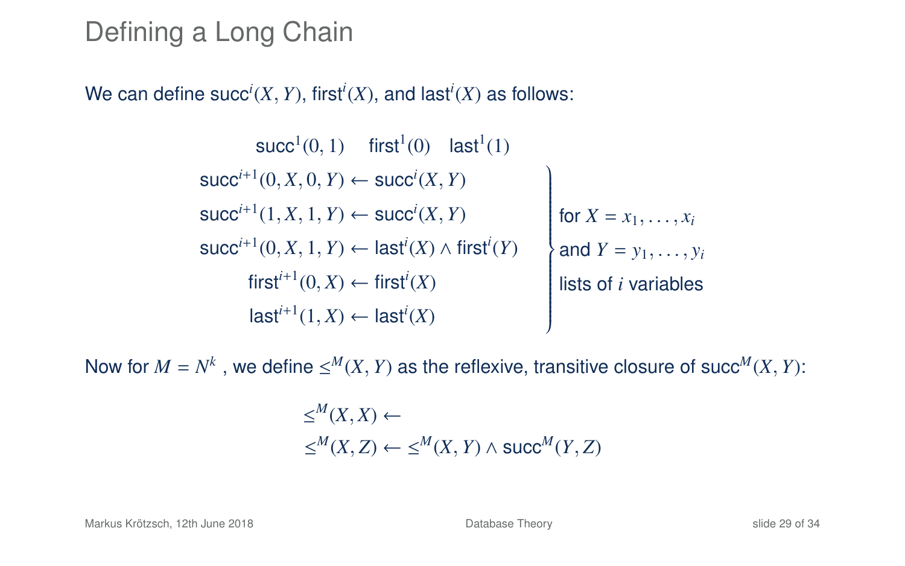# Defining a Long Chain

We can define $\mathsf{succ}^i(X, Y)$, $\mathsf{first}^i(X)$, and $\mathsf{last}^i(X)$ as follows:

$$\mathsf{succ}^1(0, 1) \quad \mathsf{first}^1(0) \quad \mathsf{last}^1(1)$$

$$\left.\begin{aligned}
\mathsf{succ}^{i+1}(0, X, 0, Y) &\leftarrow \mathsf{succ}^i(X, Y) \\
\mathsf{succ}^{i+1}(1, X, 1, Y) &\leftarrow \mathsf{succ}^i(X, Y) \\
\mathsf{succ}^{i+1}(0, X, 1, Y) &\leftarrow \mathsf{last}^i(X) \wedge \mathsf{first}^i(Y) \\
\mathsf{first}^{i+1}(0, X) &\leftarrow \mathsf{first}^i(X) \\
\mathsf{last}^{i+1}(1, X) &\leftarrow \mathsf{last}^i(X)
\end{aligned}\right\} \begin{array}{l} \text{for } X = x_1, \ldots, x_i \\ \text{and } Y = y_1, \ldots, y_i \\ \text{lists of } i \text{ variables} \end{array}$$

Now for $M = N^k$ , we define $\leq^M(X, Y)$ as the reflexive, transitive closure of $\mathsf{succ}^M(X, Y)$:

$$\begin{aligned}
&\leq^M(X, X) \leftarrow \\
&\leq^M(X, Z) \leftarrow \leq^M(X, Y) \wedge \mathsf{succ}^M(Y, Z)
\end{aligned}$$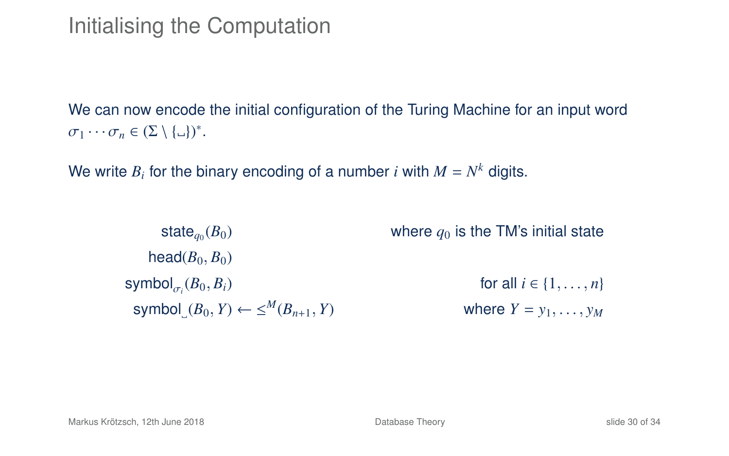# Initialising the Computation

We can now encode the initial configuration of the Turing Machine for an input word $\sigma_1 \cdots \sigma_n \in (\Sigma \setminus \{\llcorner\!\lrcorner\})^*$.

We write $B_i$ for the binary encoding of a number $i$ with $M = N^k$ digits.

$$\mathsf{state}_{q_0}(B_0) \qquad \text{where } q_0 \text{ is the TM's initial state}$$

$$\mathsf{head}(B_0, B_0)$$

$$\mathsf{symbol}_{\sigma_i}(B_0, B_i) \qquad \text{for all } i \in \{1, \ldots, n\}$$

$$\mathsf{symbol}_{\llcorner\!\lrcorner}(B_0, Y) \leftarrow \leq^M(B_{n+1}, Y) \qquad \text{where } Y = y_1, \ldots, y_M$$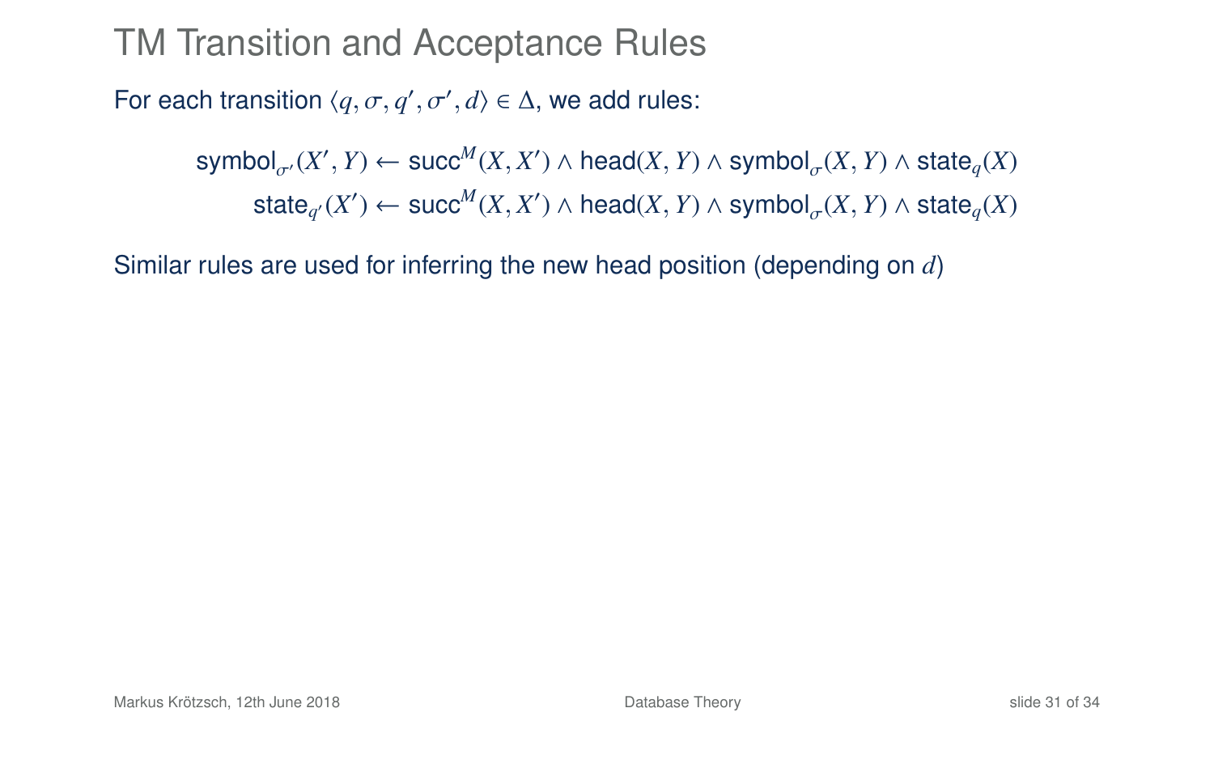# TM Transition and Acceptance Rules

For each transition $\langle q, \sigma, q', \sigma', d \rangle \in \Delta$, we add rules:

$$\mathsf{symbol}_{\sigma'}(X', Y) \leftarrow \mathsf{succ}^M(X, X') \wedge \mathsf{head}(X, Y) \wedge \mathsf{symbol}_{\sigma}(X, Y) \wedge \mathsf{state}_q(X)$$
$$\mathsf{state}_{q'}(X') \leftarrow \mathsf{succ}^M(X, X') \wedge \mathsf{head}(X, Y) \wedge \mathsf{symbol}_{\sigma}(X, Y) \wedge \mathsf{state}_q(X)$$

Similar rules are used for inferring the new head position (depending on $d$)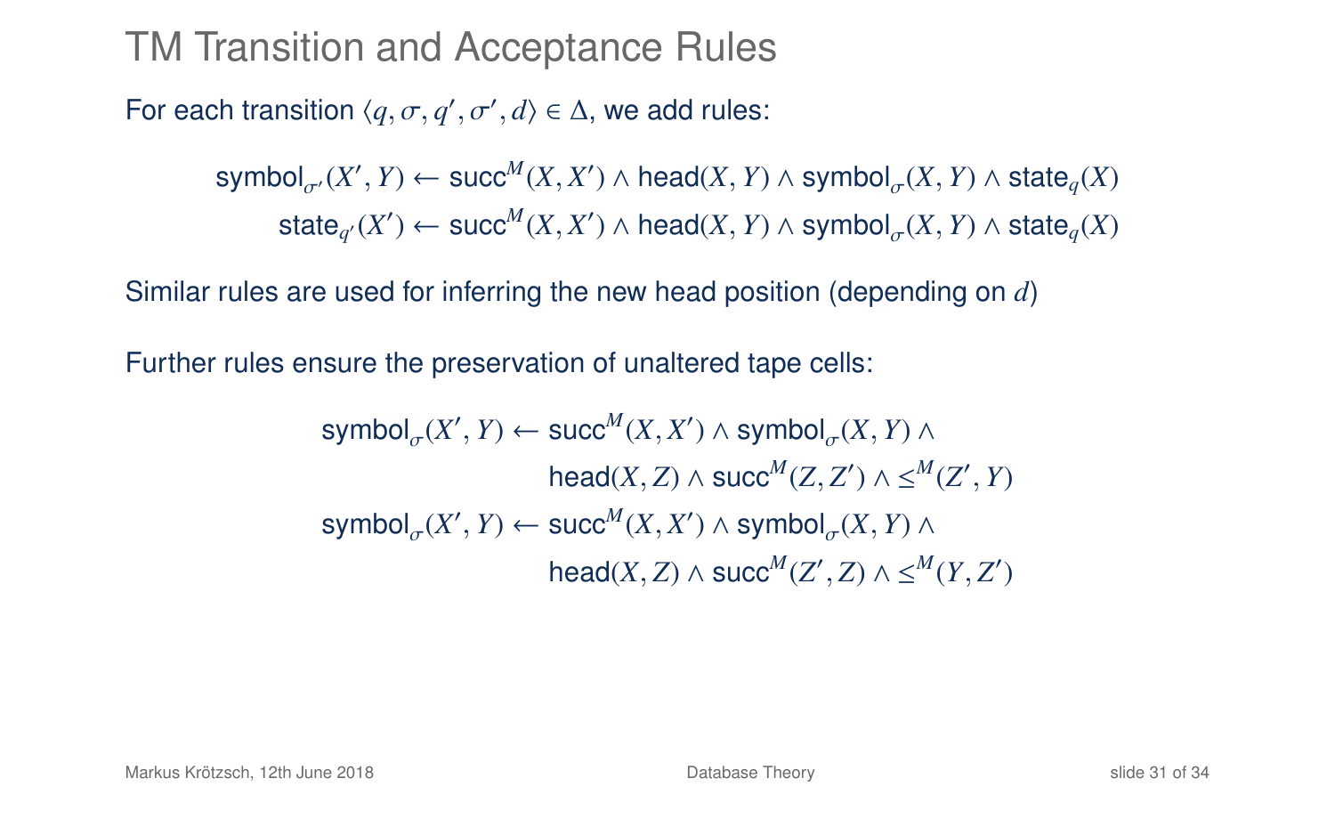# TM Transition and Acceptance Rules

For each transition $\langle q, \sigma, q', \sigma', d \rangle \in \Delta$, we add rules:

$$\mathsf{symbol}_{\sigma'}(X', Y) \leftarrow \mathsf{succ}^M(X, X') \wedge \mathsf{head}(X, Y) \wedge \mathsf{symbol}_{\sigma}(X, Y) \wedge \mathsf{state}_q(X)$$

$$\mathsf{state}_{q'}(X') \leftarrow \mathsf{succ}^M(X, X') \wedge \mathsf{head}(X, Y) \wedge \mathsf{symbol}_{\sigma}(X, Y) \wedge \mathsf{state}_q(X)$$

Similar rules are used for inferring the new head position (depending on $d$)

Further rules ensure the preservation of unaltered tape cells:

$$\mathsf{symbol}_{\sigma}(X', Y) \leftarrow \mathsf{succ}^M(X, X') \wedge \mathsf{symbol}_{\sigma}(X, Y) \wedge \mathsf{head}(X, Z) \wedge \mathsf{succ}^M(Z, Z') \wedge \leq^M(Z', Y)$$

$$\mathsf{symbol}_{\sigma}(X', Y) \leftarrow \mathsf{succ}^M(X, X') \wedge \mathsf{symbol}_{\sigma}(X, Y) \wedge \mathsf{head}(X, Z) \wedge \mathsf{succ}^M(Z', Z) \wedge \leq^M(Y, Z')$$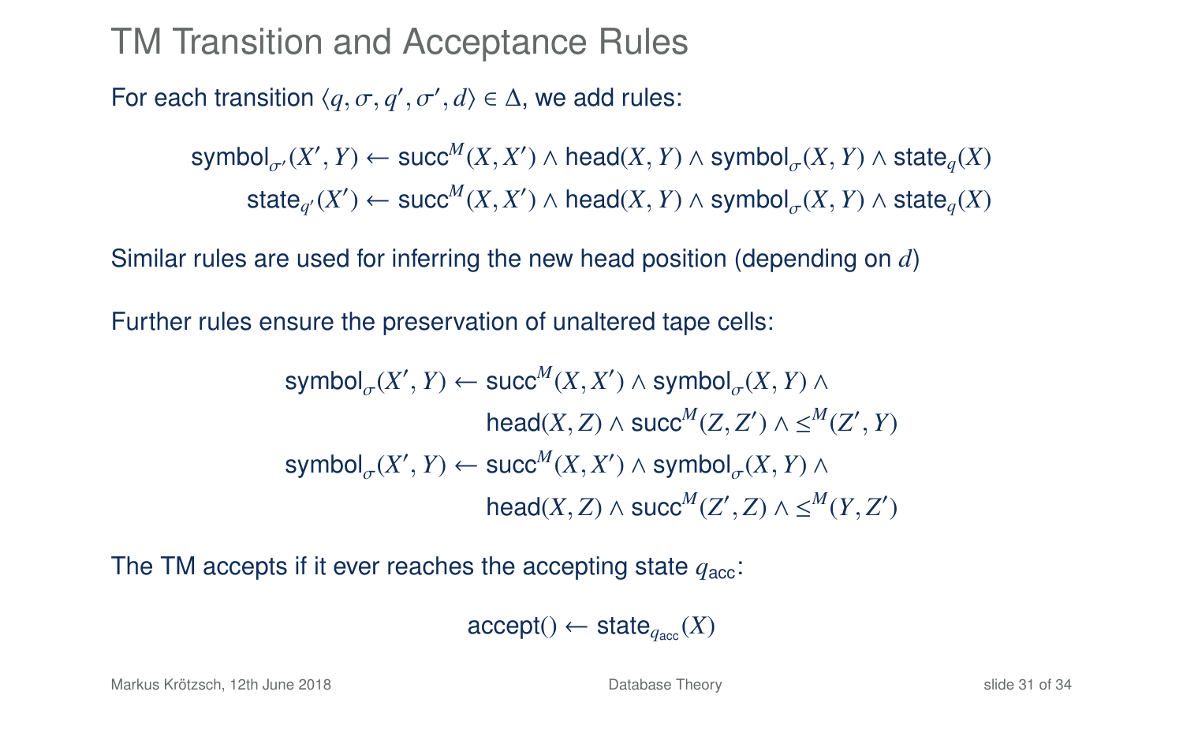# TM Transition and Acceptance Rules

For each transition $\langle q, \sigma, q', \sigma', d \rangle \in \Delta$, we add rules:

$$\mathsf{symbol}_{\sigma'}(X', Y) \leftarrow \mathsf{succ}^M(X, X') \wedge \mathsf{head}(X, Y) \wedge \mathsf{symbol}_{\sigma}(X, Y) \wedge \mathsf{state}_q(X)$$

$$\mathsf{state}_{q'}(X') \leftarrow \mathsf{succ}^M(X, X') \wedge \mathsf{head}(X, Y) \wedge \mathsf{symbol}_{\sigma}(X, Y) \wedge \mathsf{state}_q(X)$$

Similar rules are used for inferring the new head position (depending on $d$)

Further rules ensure the preservation of unaltered tape cells:

$$\begin{aligned}
\mathsf{symbol}_{\sigma}(X', Y) \leftarrow\ & \mathsf{succ}^M(X, X') \wedge \mathsf{symbol}_{\sigma}(X, Y) \wedge \\
& \mathsf{head}(X, Z) \wedge \mathsf{succ}^M(Z, Z') \wedge \leq^M(Z', Y) \\
\mathsf{symbol}_{\sigma}(X', Y) \leftarrow\ & \mathsf{succ}^M(X, X') \wedge \mathsf{symbol}_{\sigma}(X, Y) \wedge \\
& \mathsf{head}(X, Z) \wedge \mathsf{succ}^M(Z', Z) \wedge \leq^M(Y, Z')
\end{aligned}$$

The TM accepts if it ever reaches the accepting state $q_{\mathsf{acc}}$:

$$\mathsf{accept}() \leftarrow \mathsf{state}_{q_{\mathsf{acc}}}(X)$$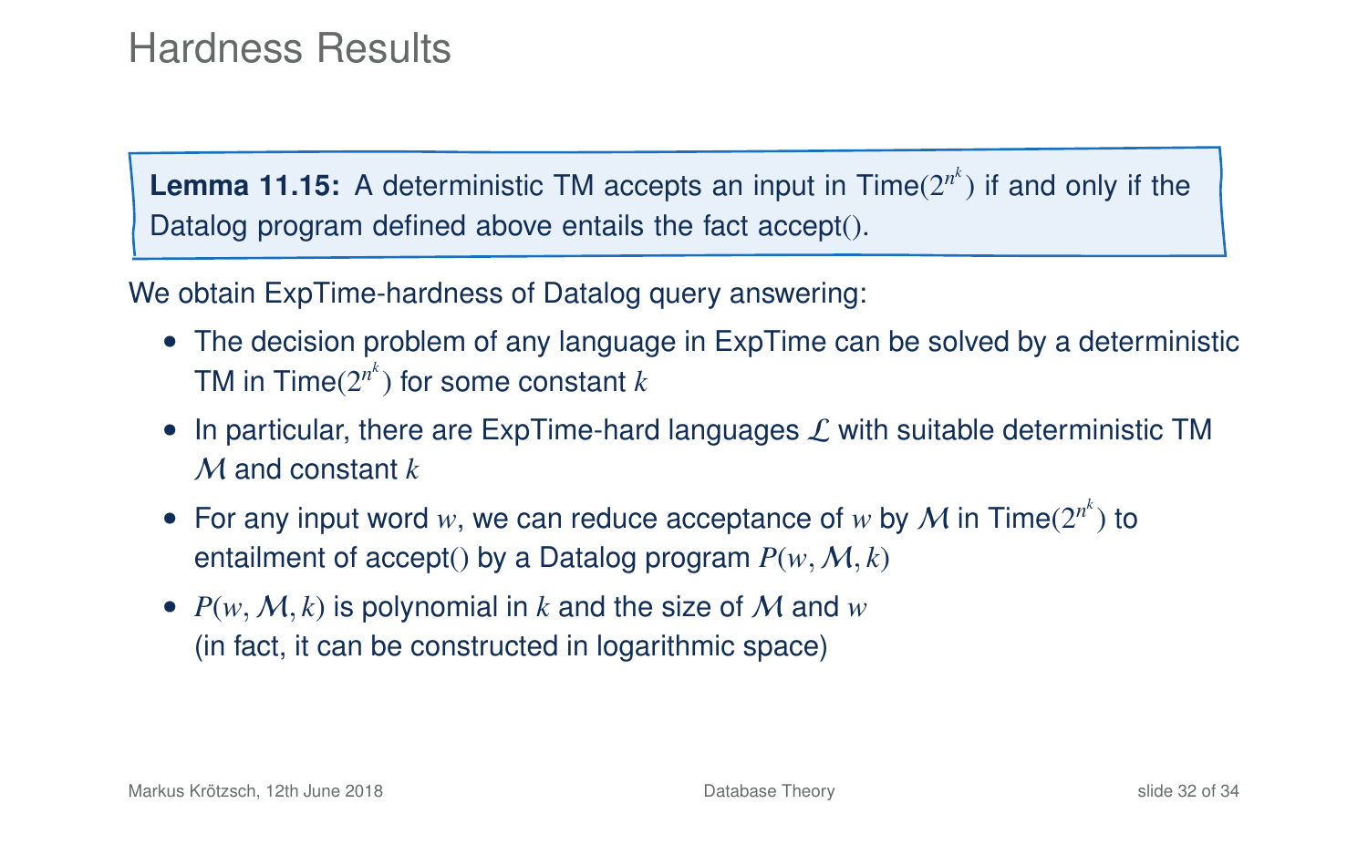# Hardness Results

**Lemma 11.15:** A deterministic TM accepts an input in Time($2^{n^k}$) if and only if the Datalog program defined above entails the fact accept().

We obtain ExpTime-hardness of Datalog query answering:

- The decision problem of any language in ExpTime can be solved by a deterministic TM in Time($2^{n^k}$) for some constant $k$
- In particular, there are ExpTime-hard languages $\mathcal{L}$ with suitable deterministic TM $\mathcal{M}$ and constant $k$
- For any input word $w$, we can reduce acceptance of $w$ by $\mathcal{M}$ in Time($2^{n^k}$) to entailment of accept() by a Datalog program $P(w, \mathcal{M}, k)$
- $P(w, \mathcal{M}, k)$ is polynomial in $k$ and the size of $\mathcal{M}$ and $w$ (in fact, it can be constructed in logarithmic space)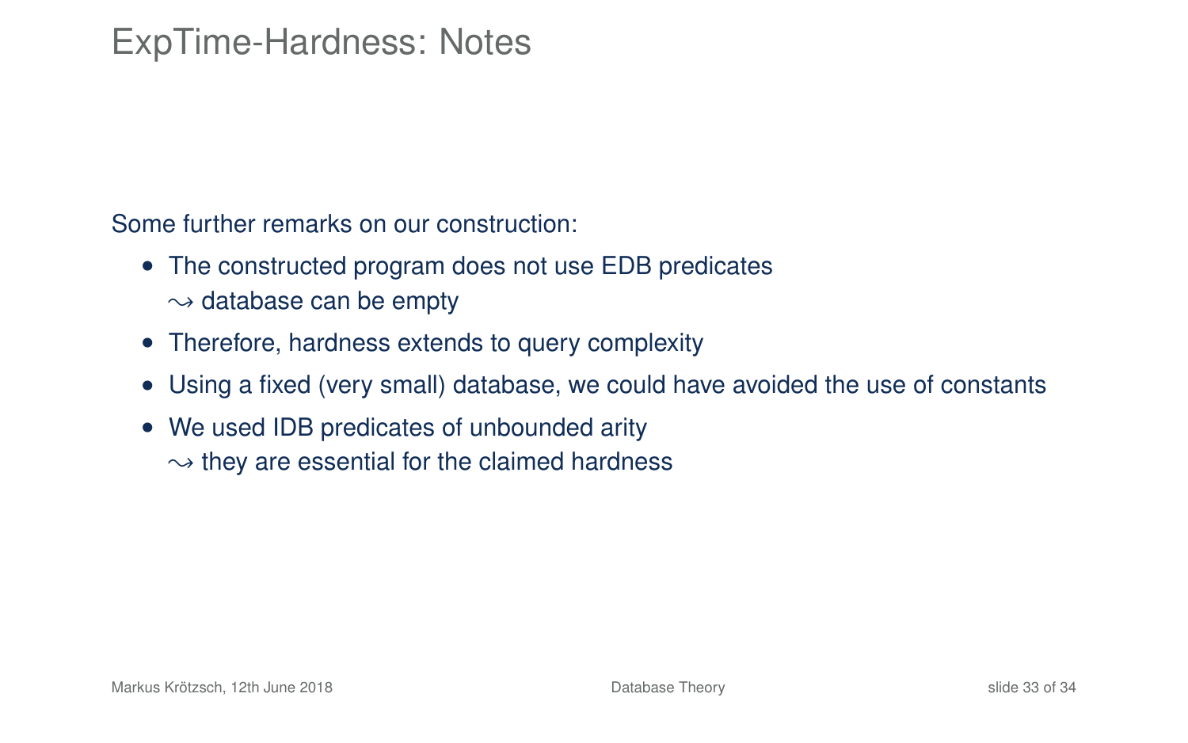# ExpTime-Hardness: Notes

Some further remarks on our construction:

- The constructed program does not use EDB predicates
  $\leadsto$ database can be empty
- Therefore, hardness extends to query complexity
- Using a fixed (very small) database, we could have avoided the use of constants
- We used IDB predicates of unbounded arity
  $\leadsto$ they are essential for the claimed hardness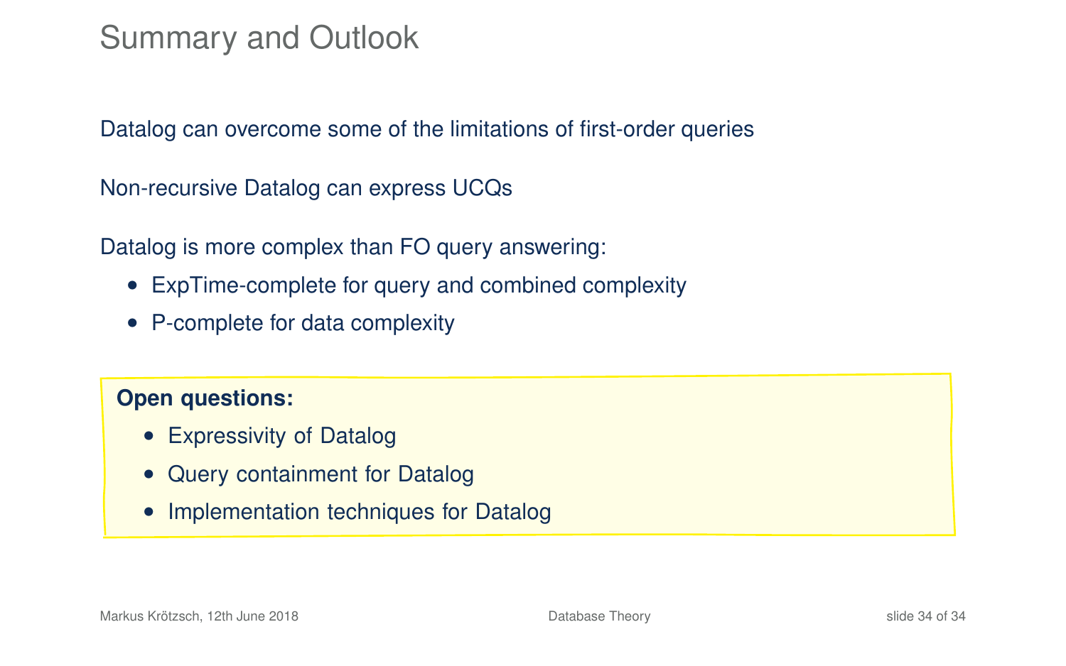# Summary and Outlook

Datalog can overcome some of the limitations of first-order queries

Non-recursive Datalog can express UCQs

Datalog is more complex than FO query answering:

- ExpTime-complete for query and combined complexity
- P-complete for data complexity

**Open questions:**

- Expressivity of Datalog
- Query containment for Datalog
- Implementation techniques for Datalog